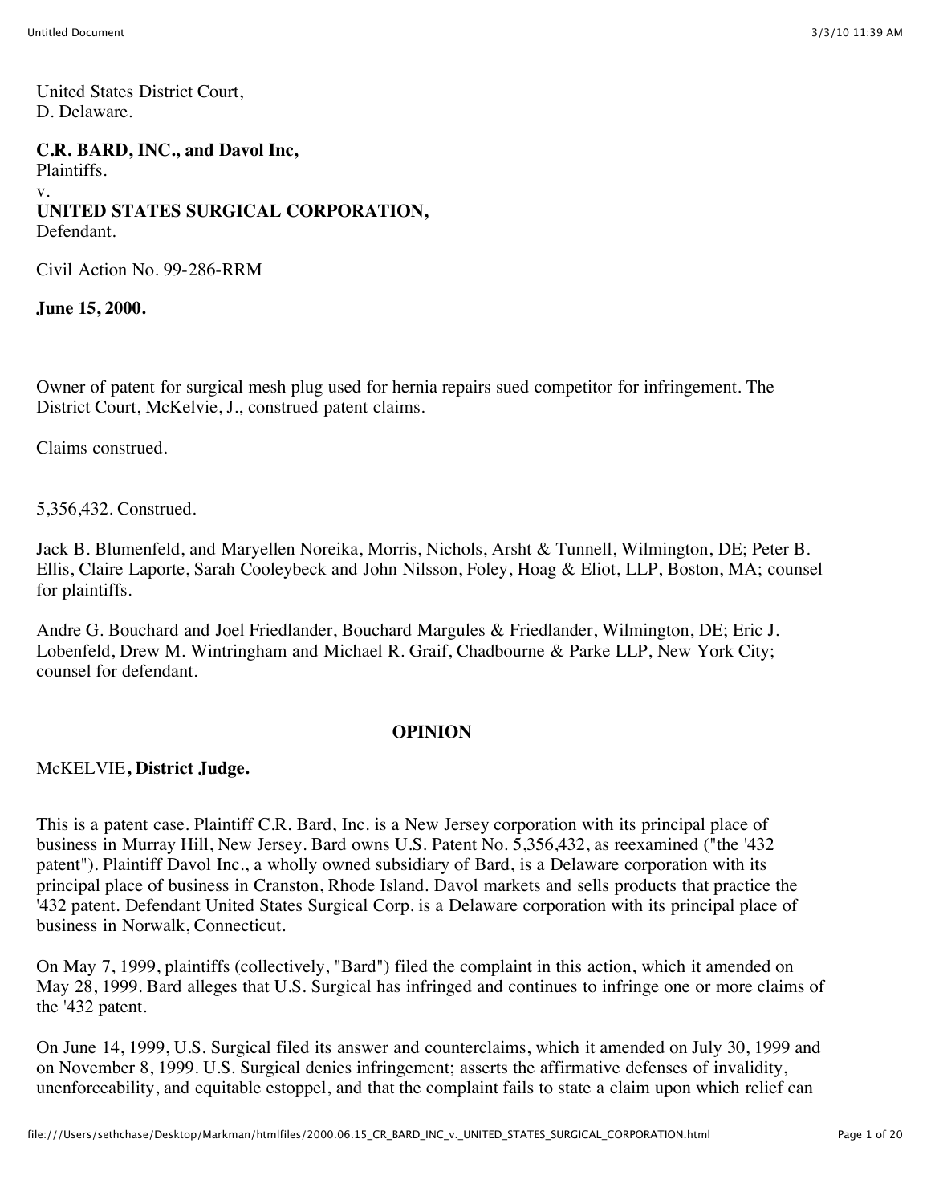United States District Court,
D. Delaware.

**C.R. BARD, INC., and Davol Inc,**
Plaintiffs.
v.
**UNITED STATES SURGICAL CORPORATION,**
Defendant.

Civil Action No. 99-286-RRM

**June 15, 2000.**

Owner of patent for surgical mesh plug used for hernia repairs sued competitor for infringement. The District Court, McKelvie, J., construed patent claims.

Claims construed.

5,356,432. Construed.

Jack B. Blumenfeld, and Maryellen Noreika, Morris, Nichols, Arsht & Tunnell, Wilmington, DE; Peter B. Ellis, Claire Laporte, Sarah Cooleybeck and John Nilsson, Foley, Hoag & Eliot, LLP, Boston, MA; counsel for plaintiffs.

Andre G. Bouchard and Joel Friedlander, Bouchard Margules & Friedlander, Wilmington, DE; Eric J. Lobenfeld, Drew M. Wintringham and Michael R. Graif, Chadbourne & Parke LLP, New York City; counsel for defendant.

## OPINION

McKELVIE**, District Judge.**

This is a patent case. Plaintiff C.R. Bard, Inc. is a New Jersey corporation with its principal place of business in Murray Hill, New Jersey. Bard owns U.S. Patent No. 5,356,432, as reexamined ("the '432 patent"). Plaintiff Davol Inc., a wholly owned subsidiary of Bard, is a Delaware corporation with its principal place of business in Cranston, Rhode Island. Davol markets and sells products that practice the '432 patent. Defendant United States Surgical Corp. is a Delaware corporation with its principal place of business in Norwalk, Connecticut.

On May 7, 1999, plaintiffs (collectively, "Bard") filed the complaint in this action, which it amended on May 28, 1999. Bard alleges that U.S. Surgical has infringed and continues to infringe one or more claims of the '432 patent.

On June 14, 1999, U.S. Surgical filed its answer and counterclaims, which it amended on July 30, 1999 and on November 8, 1999. U.S. Surgical denies infringement; asserts the affirmative defenses of invalidity, unenforceability, and equitable estoppel, and that the complaint fails to state a claim upon which relief can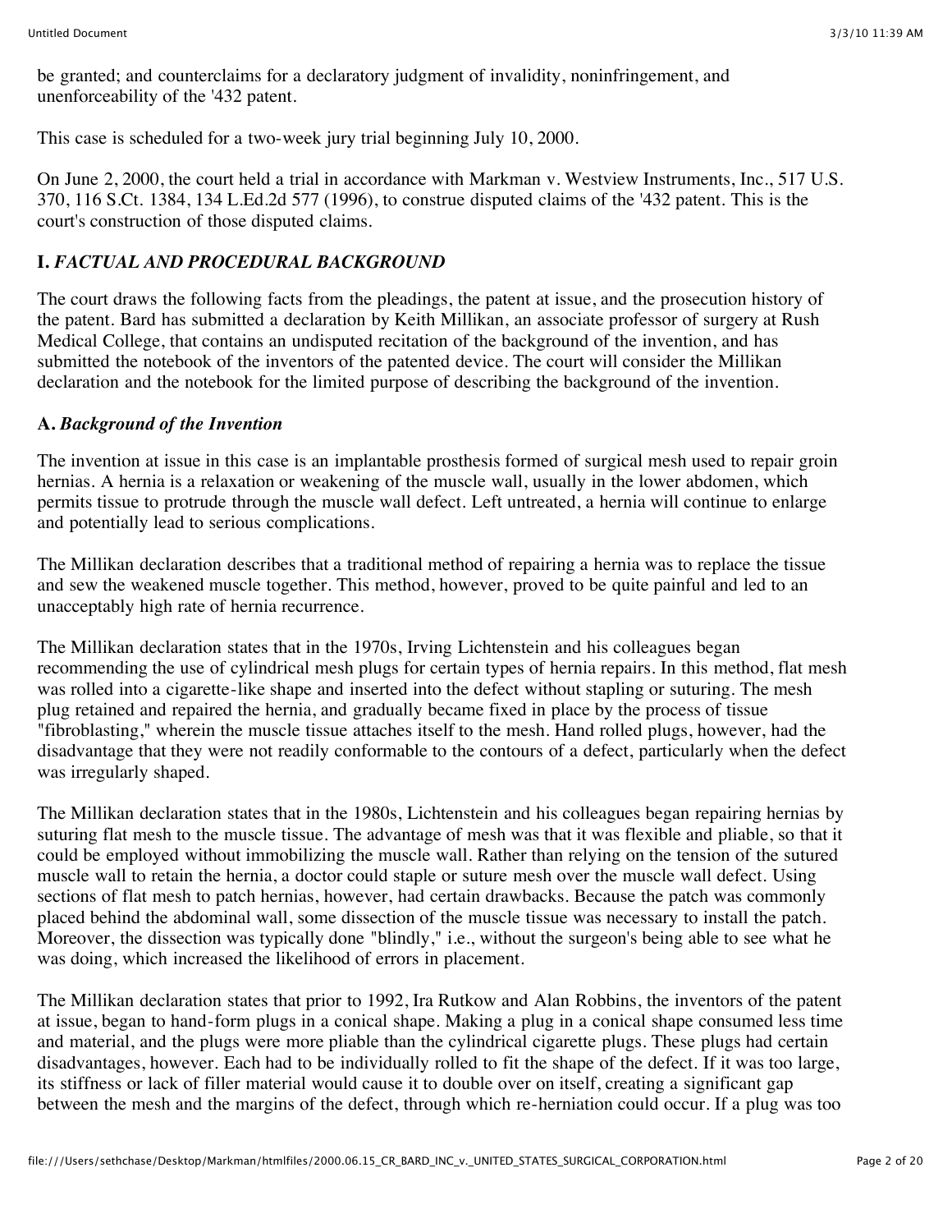be granted; and counterclaims for a declaratory judgment of invalidity, noninfringement, and unenforceability of the '432 patent.

This case is scheduled for a two-week jury trial beginning July 10, 2000.

On June 2, 2000, the court held a trial in accordance with Markman v. Westview Instruments, Inc., 517 U.S. 370, 116 S.Ct. 1384, 134 L.Ed.2d 577 (1996), to construe disputed claims of the '432 patent. This is the court's construction of those disputed claims.

## I. *FACTUAL AND PROCEDURAL BACKGROUND*

The court draws the following facts from the pleadings, the patent at issue, and the prosecution history of the patent. Bard has submitted a declaration by Keith Millikan, an associate professor of surgery at Rush Medical College, that contains an undisputed recitation of the background of the invention, and has submitted the notebook of the inventors of the patented device. The court will consider the Millikan declaration and the notebook for the limited purpose of describing the background of the invention.

### A. *Background of the Invention*

The invention at issue in this case is an implantable prosthesis formed of surgical mesh used to repair groin hernias. A hernia is a relaxation or weakening of the muscle wall, usually in the lower abdomen, which permits tissue to protrude through the muscle wall defect. Left untreated, a hernia will continue to enlarge and potentially lead to serious complications.

The Millikan declaration describes that a traditional method of repairing a hernia was to replace the tissue and sew the weakened muscle together. This method, however, proved to be quite painful and led to an unacceptably high rate of hernia recurrence.

The Millikan declaration states that in the 1970s, Irving Lichtenstein and his colleagues began recommending the use of cylindrical mesh plugs for certain types of hernia repairs. In this method, flat mesh was rolled into a cigarette-like shape and inserted into the defect without stapling or suturing. The mesh plug retained and repaired the hernia, and gradually became fixed in place by the process of tissue "fibroblasting," wherein the muscle tissue attaches itself to the mesh. Hand rolled plugs, however, had the disadvantage that they were not readily conformable to the contours of a defect, particularly when the defect was irregularly shaped.

The Millikan declaration states that in the 1980s, Lichtenstein and his colleagues began repairing hernias by suturing flat mesh to the muscle tissue. The advantage of mesh was that it was flexible and pliable, so that it could be employed without immobilizing the muscle wall. Rather than relying on the tension of the sutured muscle wall to retain the hernia, a doctor could staple or suture mesh over the muscle wall defect. Using sections of flat mesh to patch hernias, however, had certain drawbacks. Because the patch was commonly placed behind the abdominal wall, some dissection of the muscle tissue was necessary to install the patch. Moreover, the dissection was typically done "blindly," i.e., without the surgeon's being able to see what he was doing, which increased the likelihood of errors in placement.

The Millikan declaration states that prior to 1992, Ira Rutkow and Alan Robbins, the inventors of the patent at issue, began to hand-form plugs in a conical shape. Making a plug in a conical shape consumed less time and material, and the plugs were more pliable than the cylindrical cigarette plugs. These plugs had certain disadvantages, however. Each had to be individually rolled to fit the shape of the defect. If it was too large, its stiffness or lack of filler material would cause it to double over on itself, creating a significant gap between the mesh and the margins of the defect, through which re-herniation could occur. If a plug was too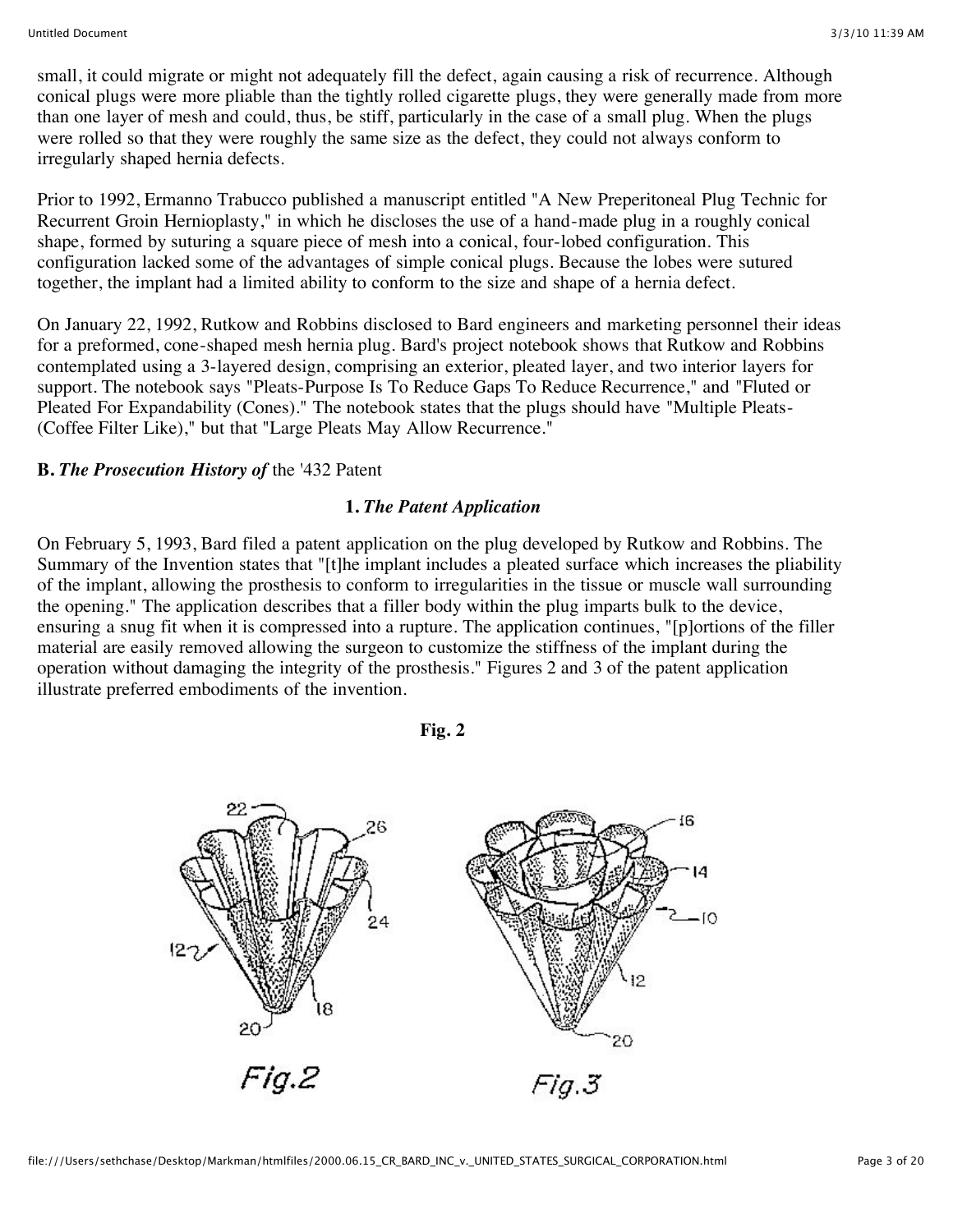small, it could migrate or might not adequately fill the defect, again causing a risk of recurrence. Although conical plugs were more pliable than the tightly rolled cigarette plugs, they were generally made from more than one layer of mesh and could, thus, be stiff, particularly in the case of a small plug. When the plugs were rolled so that they were roughly the same size as the defect, they could not always conform to irregularly shaped hernia defects.

Prior to 1992, Ermanno Trabucco published a manuscript entitled "A New Preperitoneal Plug Technic for Recurrent Groin Hernioplasty," in which he discloses the use of a hand-made plug in a roughly conical shape, formed by suturing a square piece of mesh into a conical, four-lobed configuration. This configuration lacked some of the advantages of simple conical plugs. Because the lobes were sutured together, the implant had a limited ability to conform to the size and shape of a hernia defect.

On January 22, 1992, Rutkow and Robbins disclosed to Bard engineers and marketing personnel their ideas for a preformed, cone-shaped mesh hernia plug. Bard's project notebook shows that Rutkow and Robbins contemplated using a 3-layered design, comprising an exterior, pleated layer, and two interior layers for support. The notebook says "Pleats-Purpose Is To Reduce Gaps To Reduce Recurrence," and "Fluted or Pleated For Expandability (Cones)." The notebook states that the plugs should have "Multiple Pleats-(Coffee Filter Like)," but that "Large Pleats May Allow Recurrence."

**B.** ***The Prosecution History of*** **the '432 Patent**

**1.** ***The Patent Application***

On February 5, 1993, Bard filed a patent application on the plug developed by Rutkow and Robbins. The Summary of the Invention states that "[t]he implant includes a pleated surface which increases the pliability of the implant, allowing the prosthesis to conform to irregularities in the tissue or muscle wall surrounding the opening." The application describes that a filler body within the plug imparts bulk to the device, ensuring a snug fit when it is compressed into a rupture. The application continues, "[p]ortions of the filler material are easily removed allowing the surgeon to customize the stiffness of the implant during the operation without damaging the integrity of the prosthesis." Figures 2 and 3 of the patent application illustrate preferred embodiments of the invention.

**Fig. 2**

Fig.2 Fig.3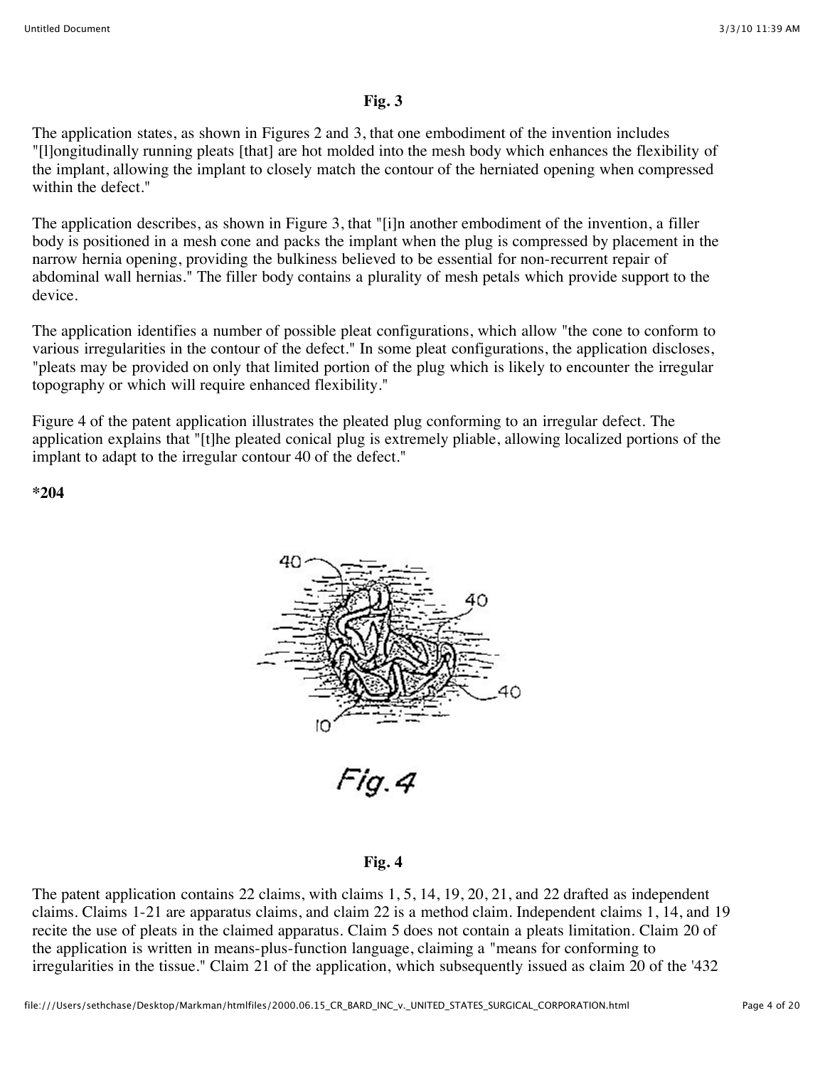**Fig. 3**

The application states, as shown in Figures 2 and 3, that one embodiment of the invention includes "[l]ongitudinally running pleats [that] are hot molded into the mesh body which enhances the flexibility of the implant, allowing the implant to closely match the contour of the herniated opening when compressed within the defect."

The application describes, as shown in Figure 3, that "[i]n another embodiment of the invention, a filler body is positioned in a mesh cone and packs the implant when the plug is compressed by placement in the narrow hernia opening, providing the bulkiness believed to be essential for non-recurrent repair of abdominal wall hernias." The filler body contains a plurality of mesh petals which provide support to the device.

The application identifies a number of possible pleat configurations, which allow "the cone to conform to various irregularities in the contour of the defect." In some pleat configurations, the application discloses, "pleats may be provided on only that limited portion of the plug which is likely to encounter the irregular topography or which will require enhanced flexibility."

Figure 4 of the patent application illustrates the pleated plug conforming to an irregular defect. The application explains that "[t]he pleated conical plug is extremely pliable, allowing localized portions of the implant to adapt to the irregular contour 40 of the defect."

***204**

*Fig. 4*

**Fig. 4**

The patent application contains 22 claims, with claims 1, 5, 14, 19, 20, 21, and 22 drafted as independent claims. Claims 1-21 are apparatus claims, and claim 22 is a method claim. Independent claims 1, 14, and 19 recite the use of pleats in the claimed apparatus. Claim 5 does not contain a pleats limitation. Claim 20 of the application is written in means-plus-function language, claiming a "means for conforming to irregularities in the tissue." Claim 21 of the application, which subsequently issued as claim 20 of the '432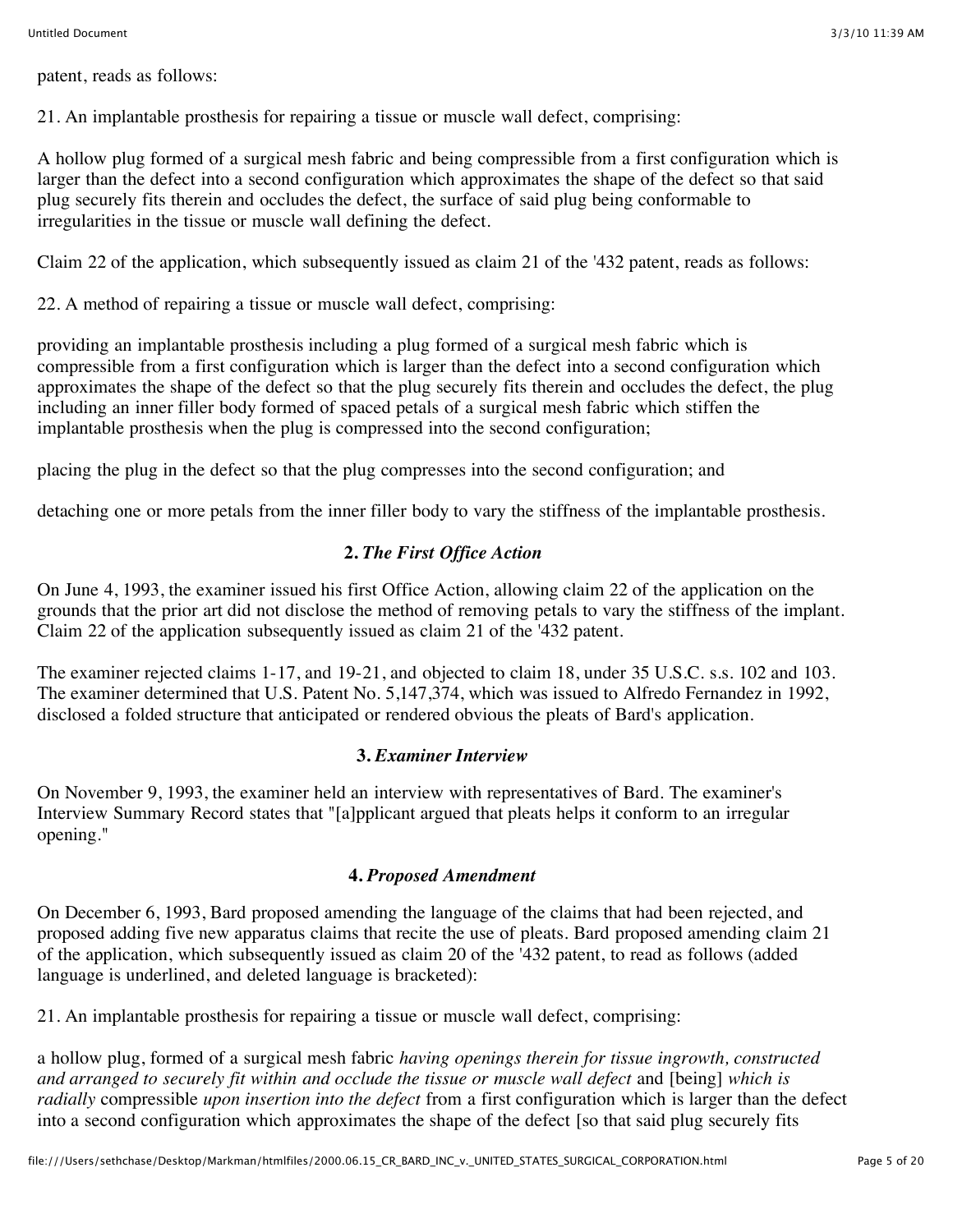patent, reads as follows:

21. An implantable prosthesis for repairing a tissue or muscle wall defect, comprising:

A hollow plug formed of a surgical mesh fabric and being compressible from a first configuration which is larger than the defect into a second configuration which approximates the shape of the defect so that said plug securely fits therein and occludes the defect, the surface of said plug being conformable to irregularities in the tissue or muscle wall defining the defect.

Claim 22 of the application, which subsequently issued as claim 21 of the '432 patent, reads as follows:

22. A method of repairing a tissue or muscle wall defect, comprising:

providing an implantable prosthesis including a plug formed of a surgical mesh fabric which is compressible from a first configuration which is larger than the defect into a second configuration which approximates the shape of the defect so that the plug securely fits therein and occludes the defect, the plug including an inner filler body formed of spaced petals of a surgical mesh fabric which stiffen the implantable prosthesis when the plug is compressed into the second configuration;

placing the plug in the defect so that the plug compresses into the second configuration; and

detaching one or more petals from the inner filler body to vary the stiffness of the implantable prosthesis.

### 2. *The First Office Action*

On June 4, 1993, the examiner issued his first Office Action, allowing claim 22 of the application on the grounds that the prior art did not disclose the method of removing petals to vary the stiffness of the implant. Claim 22 of the application subsequently issued as claim 21 of the '432 patent.

The examiner rejected claims 1-17, and 19-21, and objected to claim 18, under 35 U.S.C. s.s. 102 and 103. The examiner determined that U.S. Patent No. 5,147,374, which was issued to Alfredo Fernandez in 1992, disclosed a folded structure that anticipated or rendered obvious the pleats of Bard's application.

### 3. *Examiner Interview*

On November 9, 1993, the examiner held an interview with representatives of Bard. The examiner's Interview Summary Record states that "[a]pplicant argued that pleats helps it conform to an irregular opening."

### 4. *Proposed Amendment*

On December 6, 1993, Bard proposed amending the language of the claims that had been rejected, and proposed adding five new apparatus claims that recite the use of pleats. Bard proposed amending claim 21 of the application, which subsequently issued as claim 20 of the '432 patent, to read as follows (added language is underlined, and deleted language is bracketed):

21. An implantable prosthesis for repairing a tissue or muscle wall defect, comprising:

a hollow plug, formed of a surgical mesh fabric *having openings therein for tissue ingrowth, constructed and arranged to securely fit within and occlude the tissue or muscle wall defect* and [being] *which is radially* compressible *upon insertion into the defect* from a first configuration which is larger than the defect into a second configuration which approximates the shape of the defect [so that said plug securely fits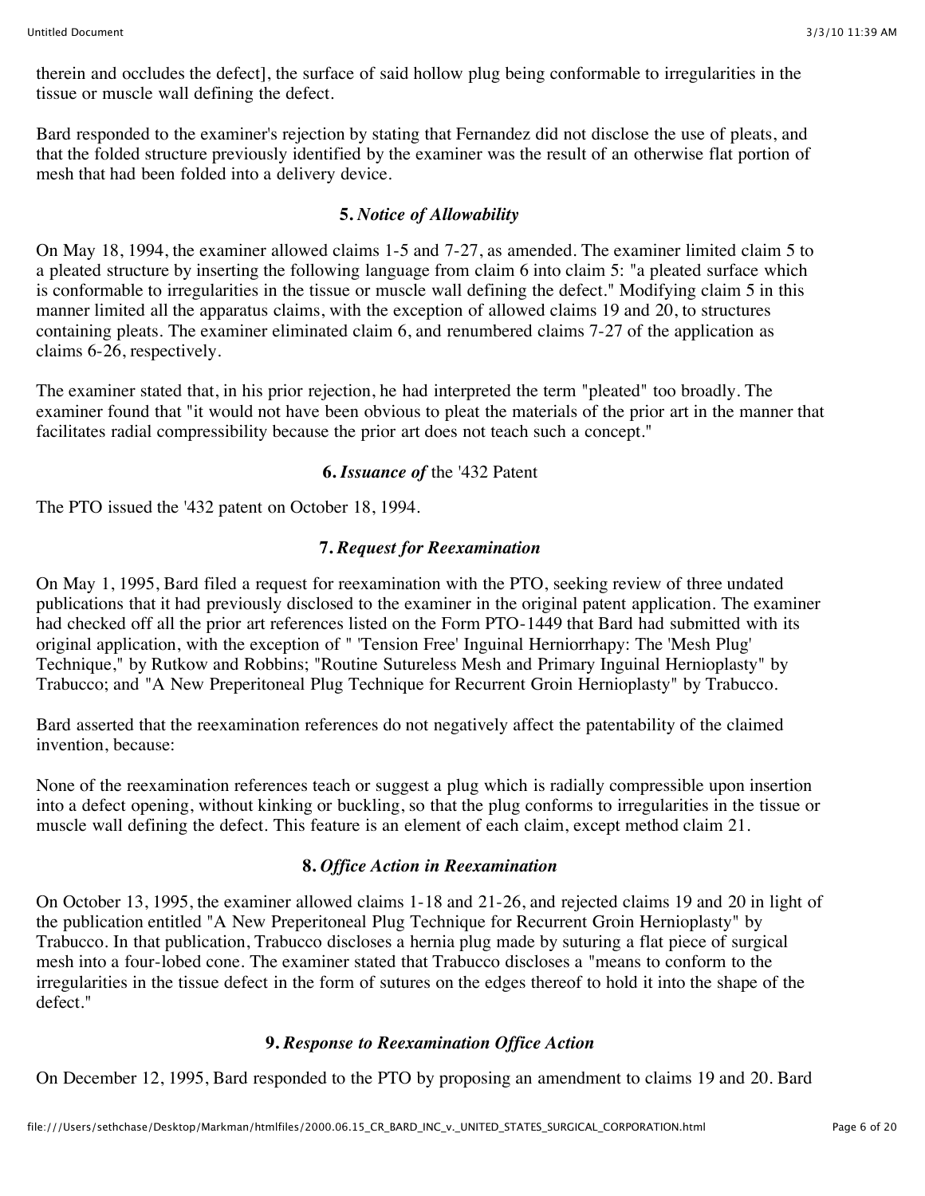therein and occludes the defect], the surface of said hollow plug being conformable to irregularities in the tissue or muscle wall defining the defect.

Bard responded to the examiner's rejection by stating that Fernandez did not disclose the use of pleats, and that the folded structure previously identified by the examiner was the result of an otherwise flat portion of mesh that had been folded into a delivery device.

### 5. *Notice of Allowability*

On May 18, 1994, the examiner allowed claims 1-5 and 7-27, as amended. The examiner limited claim 5 to a pleated structure by inserting the following language from claim 6 into claim 5: "a pleated surface which is conformable to irregularities in the tissue or muscle wall defining the defect." Modifying claim 5 in this manner limited all the apparatus claims, with the exception of allowed claims 19 and 20, to structures containing pleats. The examiner eliminated claim 6, and renumbered claims 7-27 of the application as claims 6-26, respectively.

The examiner stated that, in his prior rejection, he had interpreted the term "pleated" too broadly. The examiner found that "it would not have been obvious to pleat the materials of the prior art in the manner that facilitates radial compressibility because the prior art does not teach such a concept."

### 6. *Issuance of* the '432 Patent

The PTO issued the '432 patent on October 18, 1994.

### 7. *Request for Reexamination*

On May 1, 1995, Bard filed a request for reexamination with the PTO, seeking review of three undated publications that it had previously disclosed to the examiner in the original patent application. The examiner had checked off all the prior art references listed on the Form PTO-1449 that Bard had submitted with its original application, with the exception of " 'Tension Free' Inguinal Herniorrhapy: The 'Mesh Plug' Technique," by Rutkow and Robbins; "Routine Sutureless Mesh and Primary Inguinal Hernioplasty" by Trabucco; and "A New Preperitoneal Plug Technique for Recurrent Groin Hernioplasty" by Trabucco.

Bard asserted that the reexamination references do not negatively affect the patentability of the claimed invention, because:

None of the reexamination references teach or suggest a plug which is radially compressible upon insertion into a defect opening, without kinking or buckling, so that the plug conforms to irregularities in the tissue or muscle wall defining the defect. This feature is an element of each claim, except method claim 21.

### 8. *Office Action in Reexamination*

On October 13, 1995, the examiner allowed claims 1-18 and 21-26, and rejected claims 19 and 20 in light of the publication entitled "A New Preperitoneal Plug Technique for Recurrent Groin Hernioplasty" by Trabucco. In that publication, Trabucco discloses a hernia plug made by suturing a flat piece of surgical mesh into a four-lobed cone. The examiner stated that Trabucco discloses a "means to conform to the irregularities in the tissue defect in the form of sutures on the edges thereof to hold it into the shape of the defect."

### 9. *Response to Reexamination Office Action*

On December 12, 1995, Bard responded to the PTO by proposing an amendment to claims 19 and 20. Bard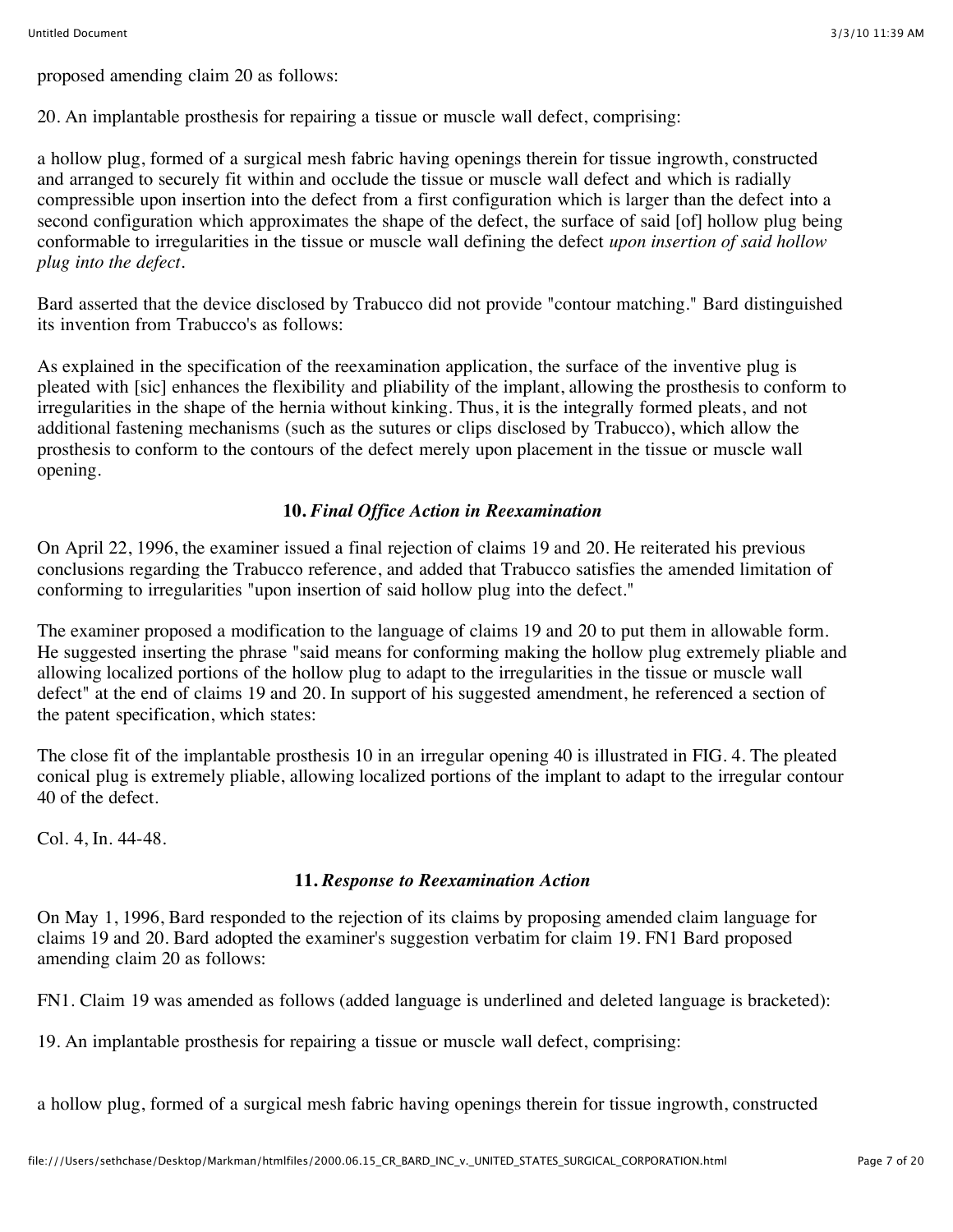proposed amending claim 20 as follows:

20. An implantable prosthesis for repairing a tissue or muscle wall defect, comprising:

a hollow plug, formed of a surgical mesh fabric having openings therein for tissue ingrowth, constructed and arranged to securely fit within and occlude the tissue or muscle wall defect and which is radially compressible upon insertion into the defect from a first configuration which is larger than the defect into a second configuration which approximates the shape of the defect, the surface of said [of] hollow plug being conformable to irregularities in the tissue or muscle wall defining the defect *upon insertion of said hollow plug into the defect*.

Bard asserted that the device disclosed by Trabucco did not provide "contour matching." Bard distinguished its invention from Trabucco's as follows:

As explained in the specification of the reexamination application, the surface of the inventive plug is pleated with [sic] enhances the flexibility and pliability of the implant, allowing the prosthesis to conform to irregularities in the shape of the hernia without kinking. Thus, it is the integrally formed pleats, and not additional fastening mechanisms (such as the sutures or clips disclosed by Trabucco), which allow the prosthesis to conform to the contours of the defect merely upon placement in the tissue or muscle wall opening.

### **10.** *Final Office Action in Reexamination*

On April 22, 1996, the examiner issued a final rejection of claims 19 and 20. He reiterated his previous conclusions regarding the Trabucco reference, and added that Trabucco satisfies the amended limitation of conforming to irregularities "upon insertion of said hollow plug into the defect."

The examiner proposed a modification to the language of claims 19 and 20 to put them in allowable form. He suggested inserting the phrase "said means for conforming making the hollow plug extremely pliable and allowing localized portions of the hollow plug to adapt to the irregularities in the tissue or muscle wall defect" at the end of claims 19 and 20. In support of his suggested amendment, he referenced a section of the patent specification, which states:

The close fit of the implantable prosthesis 10 in an irregular opening 40 is illustrated in FIG. 4. The pleated conical plug is extremely pliable, allowing localized portions of the implant to adapt to the irregular contour 40 of the defect.

Col. 4, ln. 44-48.

### **11.** *Response to Reexamination Action*

On May 1, 1996, Bard responded to the rejection of its claims by proposing amended claim language for claims 19 and 20. Bard adopted the examiner's suggestion verbatim for claim 19. FN1 Bard proposed amending claim 20 as follows:

FN1. Claim 19 was amended as follows (added language is underlined and deleted language is bracketed):

19. An implantable prosthesis for repairing a tissue or muscle wall defect, comprising:

a hollow plug, formed of a surgical mesh fabric having openings therein for tissue ingrowth, constructed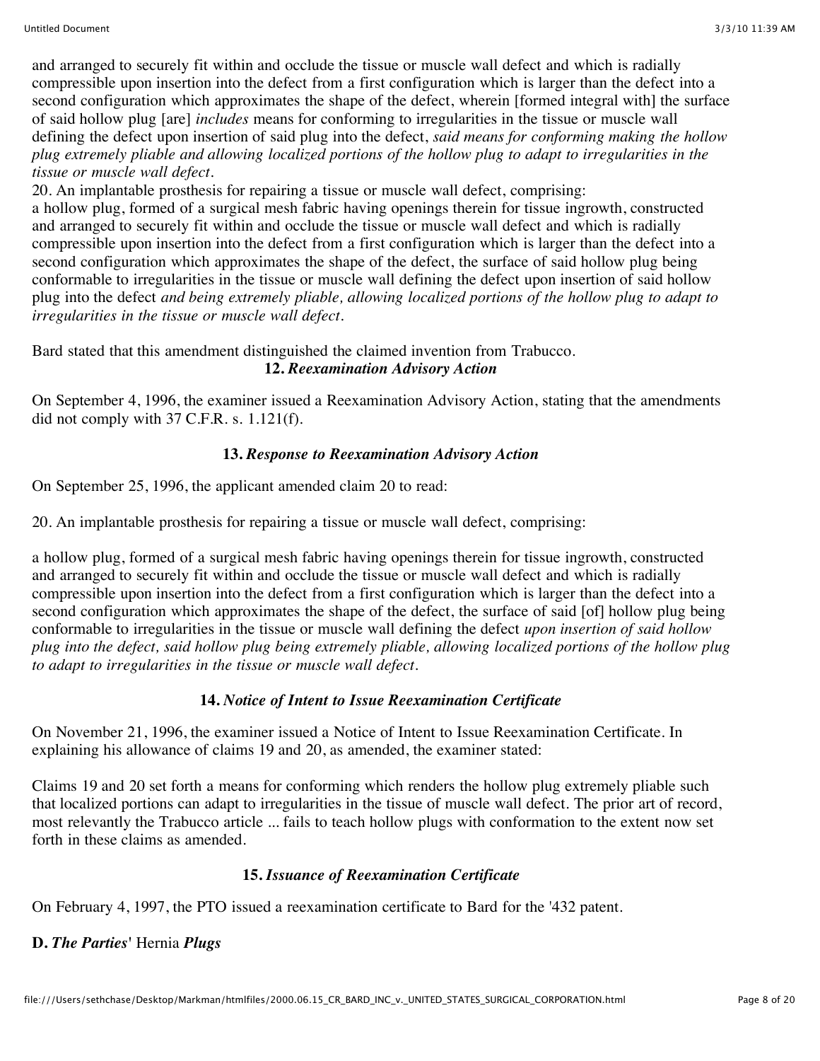and arranged to securely fit within and occlude the tissue or muscle wall defect and which is radially compressible upon insertion into the defect from a first configuration which is larger than the defect into a second configuration which approximates the shape of the defect, wherein [formed integral with] the surface of said hollow plug [are] *includes* means for conforming to irregularities in the tissue or muscle wall defining the defect upon insertion of said plug into the defect, *said means for conforming making the hollow plug extremely pliable and allowing localized portions of the hollow plug to adapt to irregularities in the tissue or muscle wall defect.*

20. An implantable prosthesis for repairing a tissue or muscle wall defect, comprising:

a hollow plug, formed of a surgical mesh fabric having openings therein for tissue ingrowth, constructed and arranged to securely fit within and occlude the tissue or muscle wall defect and which is radially compressible upon insertion into the defect from a first configuration which is larger than the defect into a second configuration which approximates the shape of the defect, the surface of said hollow plug being conformable to irregularities in the tissue or muscle wall defining the defect upon insertion of said hollow plug into the defect *and being extremely pliable, allowing localized portions of the hollow plug to adapt to irregularities in the tissue or muscle wall defect.*

Bard stated that this amendment distinguished the claimed invention from Trabucco.

### 12. *Reexamination Advisory Action*

On September 4, 1996, the examiner issued a Reexamination Advisory Action, stating that the amendments did not comply with 37 C.F.R. s. 1.121(f).

### 13. *Response to Reexamination Advisory Action*

On September 25, 1996, the applicant amended claim 20 to read:

20. An implantable prosthesis for repairing a tissue or muscle wall defect, comprising:

a hollow plug, formed of a surgical mesh fabric having openings therein for tissue ingrowth, constructed and arranged to securely fit within and occlude the tissue or muscle wall defect and which is radially compressible upon insertion into the defect from a first configuration which is larger than the defect into a second configuration which approximates the shape of the defect, the surface of said [of] hollow plug being conformable to irregularities in the tissue or muscle wall defining the defect *upon insertion of said hollow plug into the defect, said hollow plug being extremely pliable, allowing localized portions of the hollow plug to adapt to irregularities in the tissue or muscle wall defect.*

### 14. *Notice of Intent to Issue Reexamination Certificate*

On November 21, 1996, the examiner issued a Notice of Intent to Issue Reexamination Certificate. In explaining his allowance of claims 19 and 20, as amended, the examiner stated:

Claims 19 and 20 set forth a means for conforming which renders the hollow plug extremely pliable such that localized portions can adapt to irregularities in the tissue of muscle wall defect. The prior art of record, most relevantly the Trabucco article ... fails to teach hollow plugs with conformation to the extent now set forth in these claims as amended.

### 15. *Issuance of Reexamination Certificate*

On February 4, 1997, the PTO issued a reexamination certificate to Bard for the '432 patent.

## D. *The Parties*' Hernia *Plugs*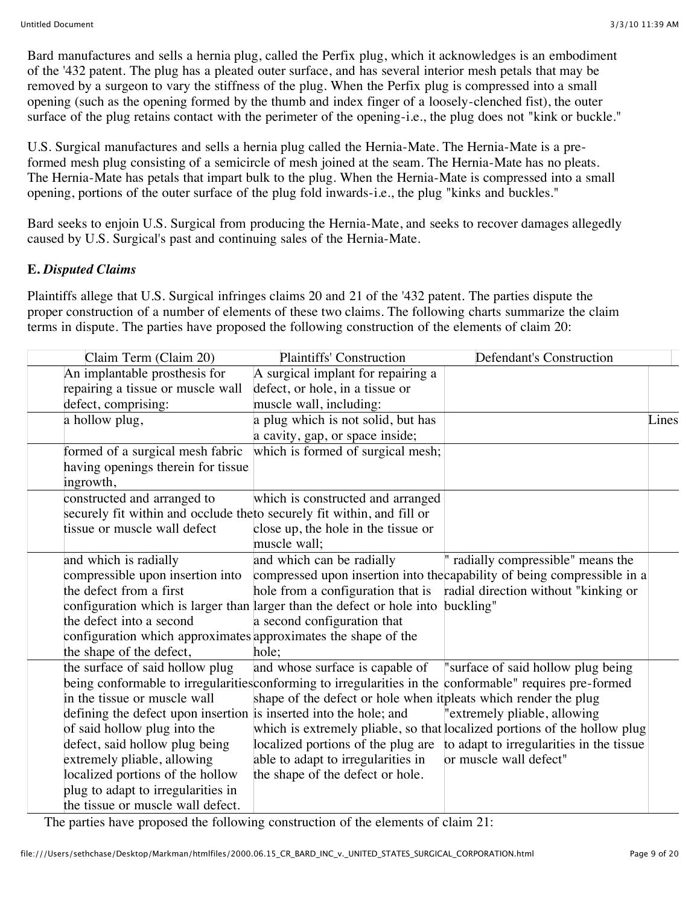Bard manufactures and sells a hernia plug, called the Perfix plug, which it acknowledges is an embodiment of the '432 patent. The plug has a pleated outer surface, and has several interior mesh petals that may be removed by a surgeon to vary the stiffness of the plug. When the Perfix plug is compressed into a small opening (such as the opening formed by the thumb and index finger of a loosely-clenched fist), the outer surface of the plug retains contact with the perimeter of the opening-i.e., the plug does not "kink or buckle."

U.S. Surgical manufactures and sells a hernia plug called the Hernia-Mate. The Hernia-Mate is a pre-formed mesh plug consisting of a semicircle of mesh joined at the seam. The Hernia-Mate has no pleats. The Hernia-Mate has petals that impart bulk to the plug. When the Hernia-Mate is compressed into a small opening, portions of the outer surface of the plug fold inwards-i.e., the plug "kinks and buckles."

Bard seeks to enjoin U.S. Surgical from producing the Hernia-Mate, and seeks to recover damages allegedly caused by U.S. Surgical's past and continuing sales of the Hernia-Mate.

**E.** ***Disputed Claims***

Plaintiffs allege that U.S. Surgical infringes claims 20 and 21 of the '432 patent. The parties dispute the proper construction of a number of elements of these two claims. The following charts summarize the claim terms in dispute. The parties have proposed the following construction of the elements of claim 20:

| Claim Term (Claim 20) | Plaintiffs' Construction | Defendant's Construction | |
|---|---|---|---|
| An implantable prosthesis for repairing a tissue or muscle wall defect, comprising: | A surgical implant for repairing a defect, or hole, in a tissue or muscle wall, including: | | |
| a hollow plug, | a plug which is not solid, but has a cavity, gap, or space inside; | | Lines |
| formed of a surgical mesh fabric having openings therein for tissue ingrowth, | which is formed of surgical mesh; | | |
| constructed and arranged to securely fit within and occlude the tissue or muscle wall defect | which is constructed and arranged to securely fit within, and fill or close up, the hole in the tissue or muscle wall; | | |
| and which is radially compressible upon insertion into the defect from a first configuration which is larger than the defect into a second configuration which approximates the shape of the defect, | and which can be radially compressed upon insertion into the hole from a configuration that is larger than the defect or hole into a second configuration that approximates the shape of the hole; | " radially compressible" means the capability of being compressible in a radial direction without "kinking or buckling" | |
| the surface of said hollow plug being conformable to irregularities in the tissue or muscle wall defining the defect upon insertion of said hollow plug into the defect, said hollow plug being extremely pliable, allowing localized portions of the hollow plug to adapt to irregularities in the tissue or muscle wall defect. | and whose surface is capable of conforming to irregularities in the shape of the defect or hole when it is inserted into the hole; and which is extremely pliable, so that localized portions of the plug are able to adapt to irregularities in the shape of the defect or hole. | "surface of said hollow plug being conformable" requires pre-formed pleats which render the plug "extremely pliable, allowing localized portions of the hollow plug to adapt to irregularities in the tissue or muscle wall defect" | |

The parties have proposed the following construction of the elements of claim 21: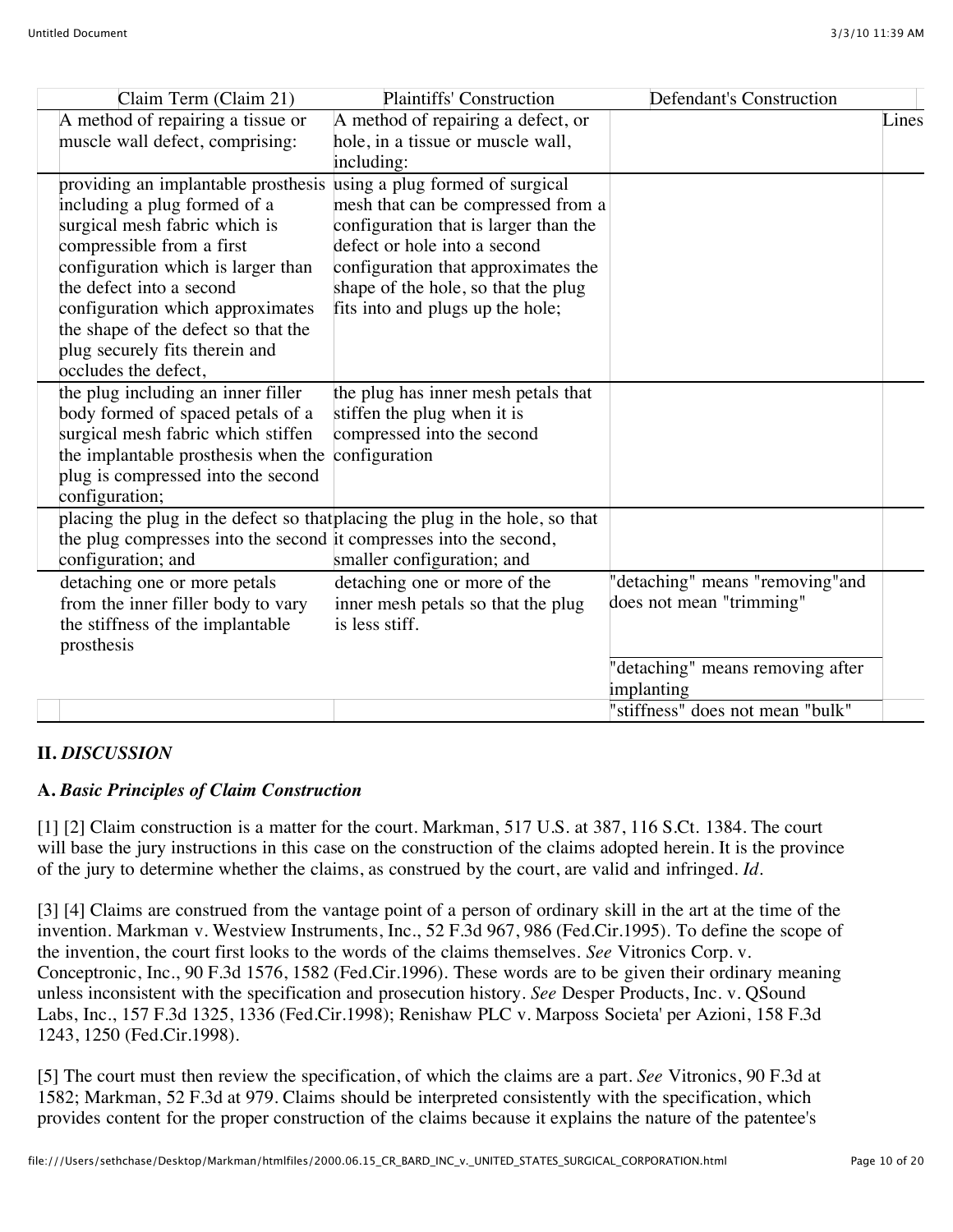| Claim Term (Claim 21) | Plaintiffs' Construction | Defendant's Construction | |
|---|---|---|---|
| A method of repairing a tissue or muscle wall defect, comprising: | A method of repairing a defect, or hole, in a tissue or muscle wall, including: | | Lines |
| providing an implantable prosthesis including a plug formed of a surgical mesh fabric which is compressible from a first configuration which is larger than the defect into a second configuration which approximates the shape of the defect so that the plug securely fits therein and occludes the defect, | using a plug formed of surgical mesh that can be compressed from a configuration that is larger than the defect or hole into a second configuration that approximates the shape of the hole, so that the plug fits into and plugs up the hole; | | |
| the plug including an inner filler body formed of spaced petals of a surgical mesh fabric which stiffen the implantable prosthesis when the plug is compressed into the second configuration; | the plug has inner mesh petals that stiffen the plug when it is compressed into the second configuration | | |
| placing the plug in the defect so that the plug compresses into the second configuration; and | placing the plug in the hole, so that it compresses into the second, smaller configuration; and | | |
| detaching one or more petals from the inner filler body to vary the stiffness of the implantable prosthesis | detaching one or more of the inner mesh petals so that the plug is less stiff. | "detaching" means "removing"and does not mean "trimming" | |
| | | "detaching" means removing after implanting | |
| | | "stiffness" does not mean "bulk" | |

## II. *DISCUSSION*

### A. *Basic Principles of Claim Construction*

[1] [2] Claim construction is a matter for the court. Markman, 517 U.S. at 387, 116 S.Ct. 1384. The court will base the jury instructions in this case on the construction of the claims adopted herein. It is the province of the jury to determine whether the claims, as construed by the court, are valid and infringed. *Id*.

[3] [4] Claims are construed from the vantage point of a person of ordinary skill in the art at the time of the invention. Markman v. Westview Instruments, Inc., 52 F.3d 967, 986 (Fed.Cir.1995). To define the scope of the invention, the court first looks to the words of the claims themselves. *See* Vitronics Corp. v. Conceptronic, Inc., 90 F.3d 1576, 1582 (Fed.Cir.1996). These words are to be given their ordinary meaning unless inconsistent with the specification and prosecution history. *See* Desper Products, Inc. v. QSound Labs, Inc., 157 F.3d 1325, 1336 (Fed.Cir.1998); Renishaw PLC v. Marposs Societa' per Azioni, 158 F.3d 1243, 1250 (Fed.Cir.1998).

[5] The court must then review the specification, of which the claims are a part. *See* Vitronics, 90 F.3d at 1582; Markman, 52 F.3d at 979. Claims should be interpreted consistently with the specification, which provides content for the proper construction of the claims because it explains the nature of the patentee's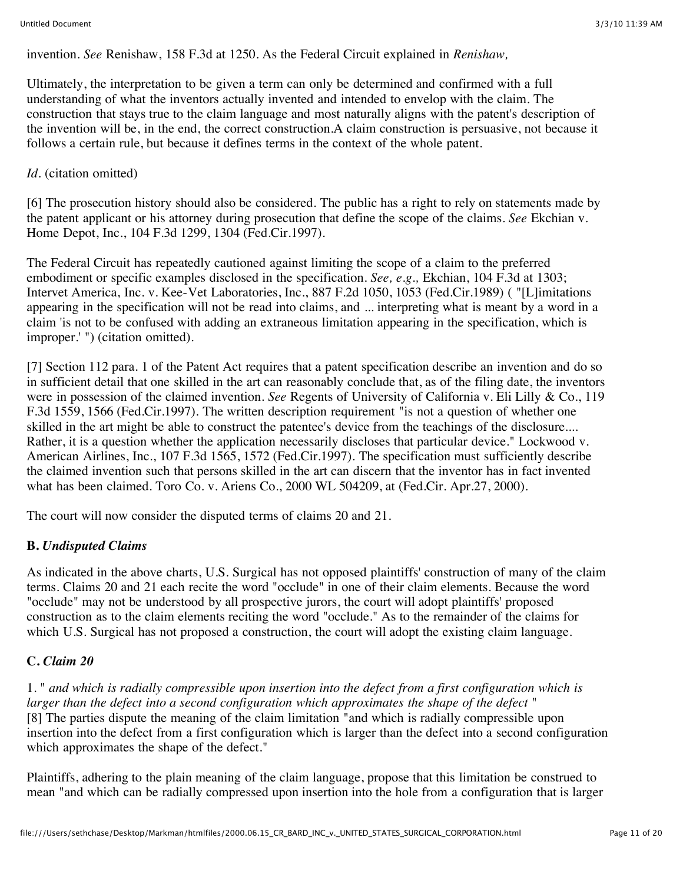invention. *See* Renishaw, 158 F.3d at 1250. As the Federal Circuit explained in *Renishaw,*

Ultimately, the interpretation to be given a term can only be determined and confirmed with a full understanding of what the inventors actually invented and intended to envelop with the claim. The construction that stays true to the claim language and most naturally aligns with the patent's description of the invention will be, in the end, the correct construction.A claim construction is persuasive, not because it follows a certain rule, but because it defines terms in the context of the whole patent.

*Id.* (citation omitted)

[6] The prosecution history should also be considered. The public has a right to rely on statements made by the patent applicant or his attorney during prosecution that define the scope of the claims. *See* Ekchian v. Home Depot, Inc., 104 F.3d 1299, 1304 (Fed.Cir.1997).

The Federal Circuit has repeatedly cautioned against limiting the scope of a claim to the preferred embodiment or specific examples disclosed in the specification. *See, e.g.,* Ekchian, 104 F.3d at 1303; Intervet America, Inc. v. Kee-Vet Laboratories, Inc., 887 F.2d 1050, 1053 (Fed.Cir.1989) ( "[L]imitations appearing in the specification will not be read into claims, and ... interpreting what is meant by a word in a claim 'is not to be confused with adding an extraneous limitation appearing in the specification, which is improper.' ") (citation omitted).

[7] Section 112 para. 1 of the Patent Act requires that a patent specification describe an invention and do so in sufficient detail that one skilled in the art can reasonably conclude that, as of the filing date, the inventors were in possession of the claimed invention. *See* Regents of University of California v. Eli Lilly & Co., 119 F.3d 1559, 1566 (Fed.Cir.1997). The written description requirement "is not a question of whether one skilled in the art might be able to construct the patentee's device from the teachings of the disclosure.... Rather, it is a question whether the application necessarily discloses that particular device." Lockwood v. American Airlines, Inc., 107 F.3d 1565, 1572 (Fed.Cir.1997). The specification must sufficiently describe the claimed invention such that persons skilled in the art can discern that the inventor has in fact invented what has been claimed. Toro Co. v. Ariens Co., 2000 WL 504209, at (Fed.Cir. Apr.27, 2000).

The court will now consider the disputed terms of claims 20 and 21.

### B. *Undisputed Claims*

As indicated in the above charts, U.S. Surgical has not opposed plaintiffs' construction of many of the claim terms. Claims 20 and 21 each recite the word "occlude" in one of their claim elements. Because the word "occlude" may not be understood by all prospective jurors, the court will adopt plaintiffs' proposed construction as to the claim elements reciting the word "occlude." As to the remainder of the claims for which U.S. Surgical has not proposed a construction, the court will adopt the existing claim language.

### C. *Claim 20*

1. " *and which is radially compressible upon insertion into the defect from a first configuration which is larger than the defect into a second configuration which approximates the shape of the defect* "

[8] The parties dispute the meaning of the claim limitation "and which is radially compressible upon insertion into the defect from a first configuration which is larger than the defect into a second configuration which approximates the shape of the defect."

Plaintiffs, adhering to the plain meaning of the claim language, propose that this limitation be construed to mean "and which can be radially compressed upon insertion into the hole from a configuration that is larger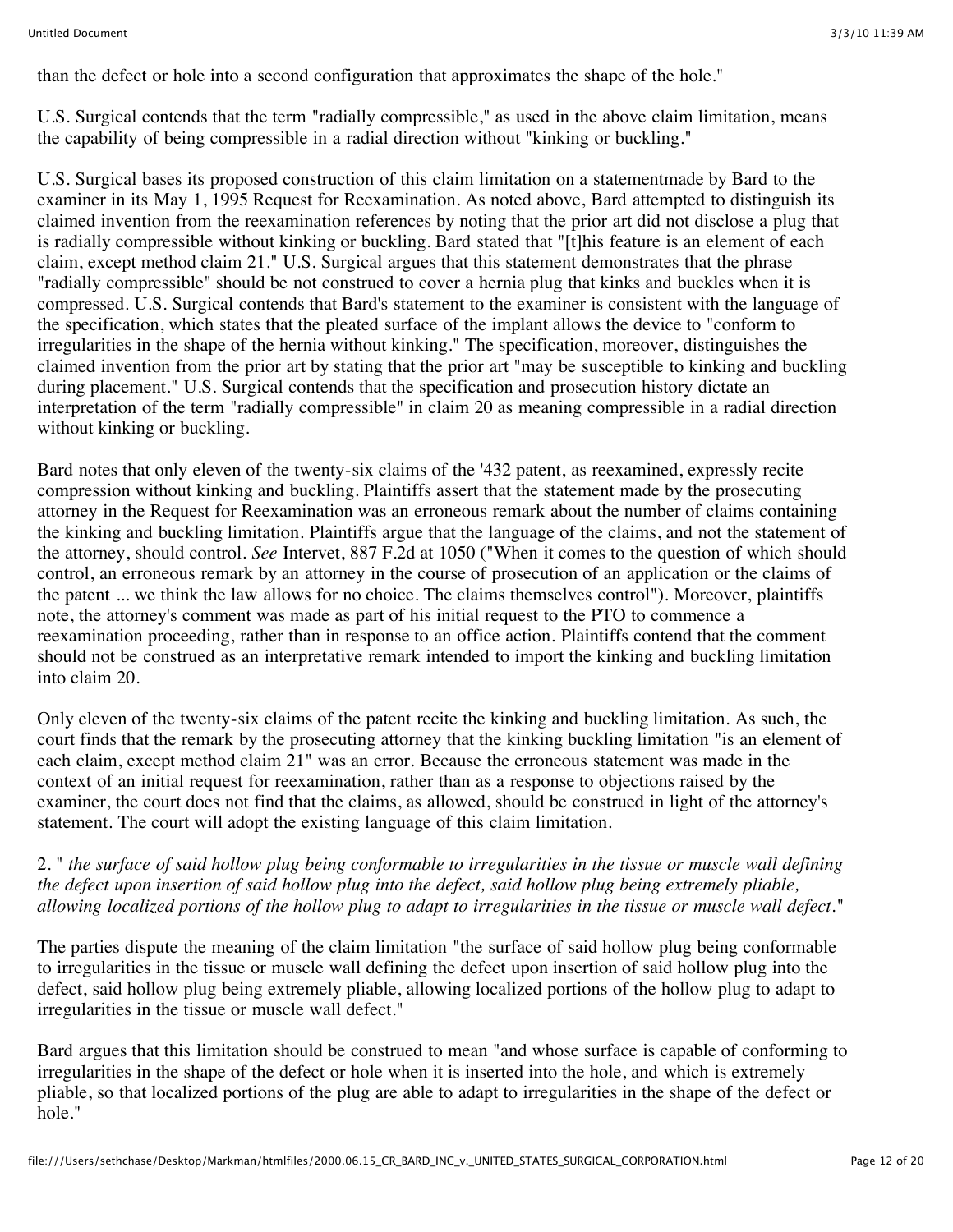than the defect or hole into a second configuration that approximates the shape of the hole."

U.S. Surgical contends that the term "radially compressible," as used in the above claim limitation, means the capability of being compressible in a radial direction without "kinking or buckling."

U.S. Surgical bases its proposed construction of this claim limitation on a statementmade by Bard to the examiner in its May 1, 1995 Request for Reexamination. As noted above, Bard attempted to distinguish its claimed invention from the reexamination references by noting that the prior art did not disclose a plug that is radially compressible without kinking or buckling. Bard stated that "[t]his feature is an element of each claim, except method claim 21." U.S. Surgical argues that this statement demonstrates that the phrase "radially compressible" should be not construed to cover a hernia plug that kinks and buckles when it is compressed. U.S. Surgical contends that Bard's statement to the examiner is consistent with the language of the specification, which states that the pleated surface of the implant allows the device to "conform to irregularities in the shape of the hernia without kinking." The specification, moreover, distinguishes the claimed invention from the prior art by stating that the prior art "may be susceptible to kinking and buckling during placement." U.S. Surgical contends that the specification and prosecution history dictate an interpretation of the term "radially compressible" in claim 20 as meaning compressible in a radial direction without kinking or buckling.

Bard notes that only eleven of the twenty-six claims of the '432 patent, as reexamined, expressly recite compression without kinking and buckling. Plaintiffs assert that the statement made by the prosecuting attorney in the Request for Reexamination was an erroneous remark about the number of claims containing the kinking and buckling limitation. Plaintiffs argue that the language of the claims, and not the statement of the attorney, should control. *See* Intervet, 887 F.2d at 1050 ("When it comes to the question of which should control, an erroneous remark by an attorney in the course of prosecution of an application or the claims of the patent ... we think the law allows for no choice. The claims themselves control"). Moreover, plaintiffs note, the attorney's comment was made as part of his initial request to the PTO to commence a reexamination proceeding, rather than in response to an office action. Plaintiffs contend that the comment should not be construed as an interpretative remark intended to import the kinking and buckling limitation into claim 20.

Only eleven of the twenty-six claims of the patent recite the kinking and buckling limitation. As such, the court finds that the remark by the prosecuting attorney that the kinking buckling limitation "is an element of each claim, except method claim 21" was an error. Because the erroneous statement was made in the context of an initial request for reexamination, rather than as a response to objections raised by the examiner, the court does not find that the claims, as allowed, should be construed in light of the attorney's statement. The court will adopt the existing language of this claim limitation.

2. " *the surface of said hollow plug being conformable to irregularities in the tissue or muscle wall defining the defect upon insertion of said hollow plug into the defect, said hollow plug being extremely pliable, allowing localized portions of the hollow plug to adapt to irregularities in the tissue or muscle wall defect*."

The parties dispute the meaning of the claim limitation "the surface of said hollow plug being conformable to irregularities in the tissue or muscle wall defining the defect upon insertion of said hollow plug into the defect, said hollow plug being extremely pliable, allowing localized portions of the hollow plug to adapt to irregularities in the tissue or muscle wall defect."

Bard argues that this limitation should be construed to mean "and whose surface is capable of conforming to irregularities in the shape of the defect or hole when it is inserted into the hole, and which is extremely pliable, so that localized portions of the plug are able to adapt to irregularities in the shape of the defect or hole."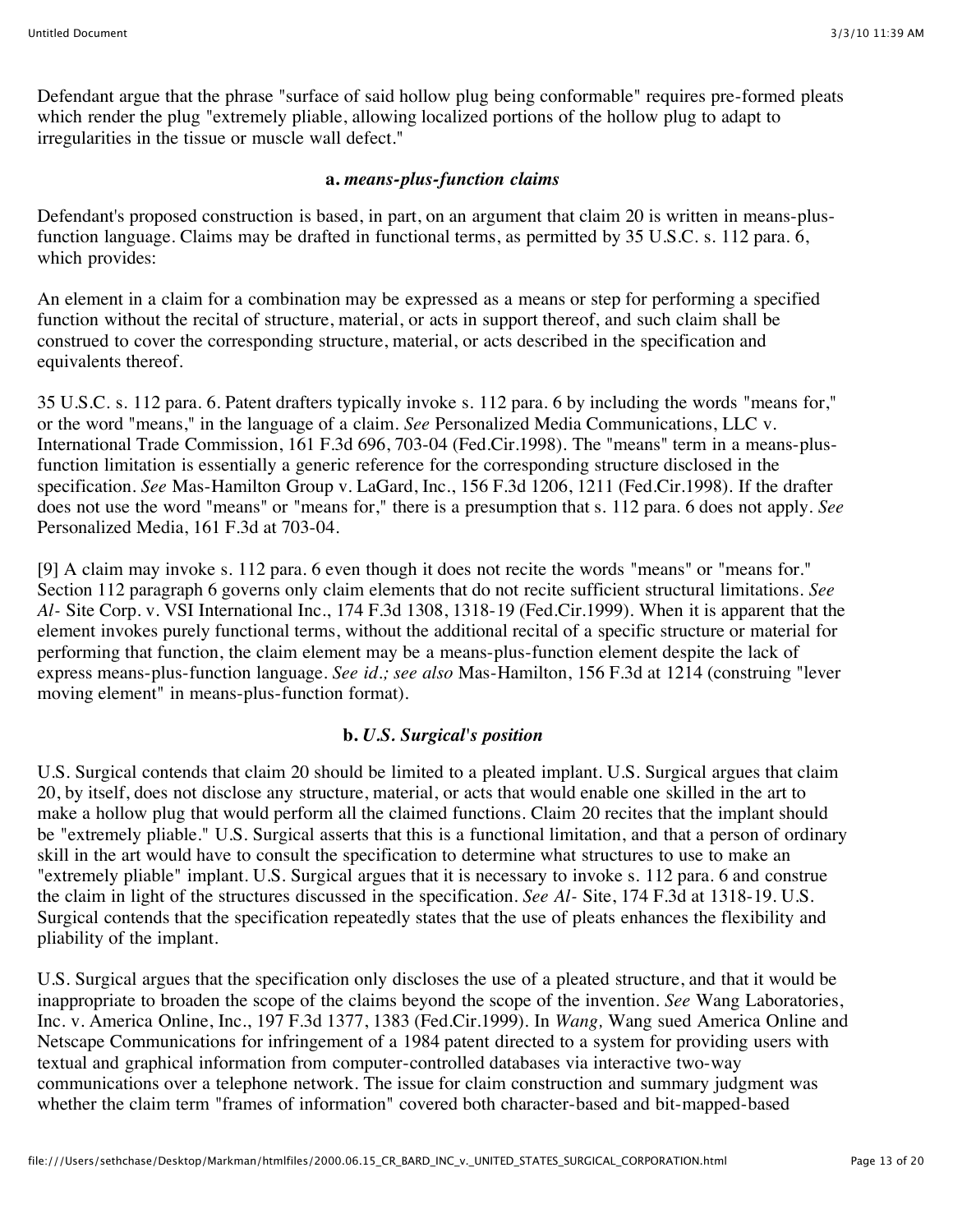Defendant argue that the phrase "surface of said hollow plug being conformable" requires pre-formed pleats which render the plug "extremely pliable, allowing localized portions of the hollow plug to adapt to irregularities in the tissue or muscle wall defect."

### a. *means-plus-function claims*

Defendant's proposed construction is based, in part, on an argument that claim 20 is written in means-plus-function language. Claims may be drafted in functional terms, as permitted by 35 U.S.C. s. 112 para. 6, which provides:

An element in a claim for a combination may be expressed as a means or step for performing a specified function without the recital of structure, material, or acts in support thereof, and such claim shall be construed to cover the corresponding structure, material, or acts described in the specification and equivalents thereof.

35 U.S.C. s. 112 para. 6. Patent drafters typically invoke s. 112 para. 6 by including the words "means for," or the word "means," in the language of a claim. *See* Personalized Media Communications, LLC v. International Trade Commission, 161 F.3d 696, 703-04 (Fed.Cir.1998). The "means" term in a means-plus-function limitation is essentially a generic reference for the corresponding structure disclosed in the specification. *See* Mas-Hamilton Group v. LaGard, Inc., 156 F.3d 1206, 1211 (Fed.Cir.1998). If the drafter does not use the word "means" or "means for," there is a presumption that s. 112 para. 6 does not apply. *See* Personalized Media, 161 F.3d at 703-04.

[9] A claim may invoke s. 112 para. 6 even though it does not recite the words "means" or "means for." Section 112 paragraph 6 governs only claim elements that do not recite sufficient structural limitations. *See Al-* Site Corp. v. VSI International Inc., 174 F.3d 1308, 1318-19 (Fed.Cir.1999). When it is apparent that the element invokes purely functional terms, without the additional recital of a specific structure or material for performing that function, the claim element may be a means-plus-function element despite the lack of express means-plus-function language. *See id.; see also* Mas-Hamilton, 156 F.3d at 1214 (construing "lever moving element" in means-plus-function format).

### b. *U.S. Surgical's position*

U.S. Surgical contends that claim 20 should be limited to a pleated implant. U.S. Surgical argues that claim 20, by itself, does not disclose any structure, material, or acts that would enable one skilled in the art to make a hollow plug that would perform all the claimed functions. Claim 20 recites that the implant should be "extremely pliable." U.S. Surgical asserts that this is a functional limitation, and that a person of ordinary skill in the art would have to consult the specification to determine what structures to use to make an "extremely pliable" implant. U.S. Surgical argues that it is necessary to invoke s. 112 para. 6 and construe the claim in light of the structures discussed in the specification. *See Al-* Site, 174 F.3d at 1318-19. U.S. Surgical contends that the specification repeatedly states that the use of pleats enhances the flexibility and pliability of the implant.

U.S. Surgical argues that the specification only discloses the use of a pleated structure, and that it would be inappropriate to broaden the scope of the claims beyond the scope of the invention. *See* Wang Laboratories, Inc. v. America Online, Inc., 197 F.3d 1377, 1383 (Fed.Cir.1999). In *Wang,* Wang sued America Online and Netscape Communications for infringement of a 1984 patent directed to a system for providing users with textual and graphical information from computer-controlled databases via interactive two-way communications over a telephone network. The issue for claim construction and summary judgment was whether the claim term "frames of information" covered both character-based and bit-mapped-based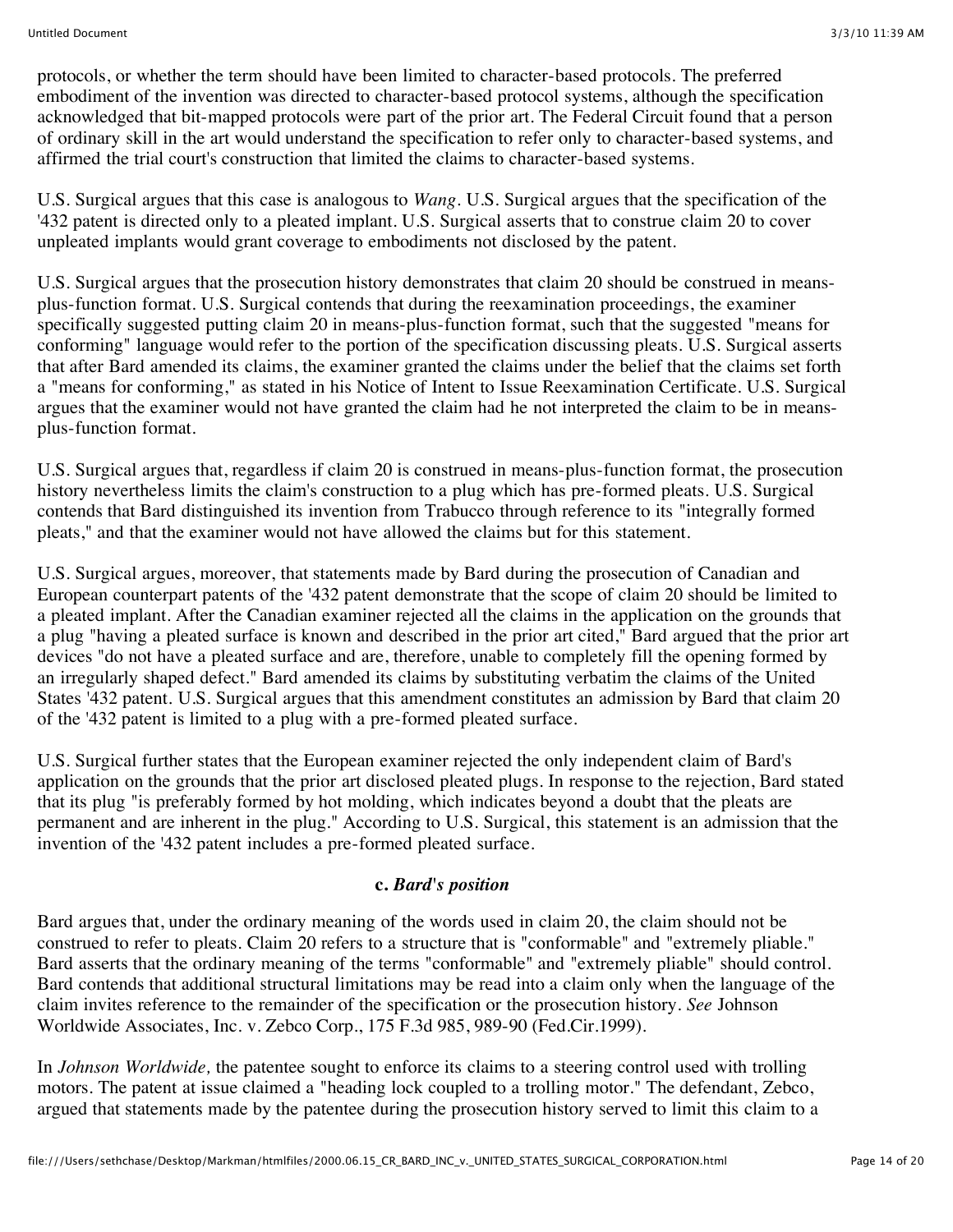protocols, or whether the term should have been limited to character-based protocols. The preferred embodiment of the invention was directed to character-based protocol systems, although the specification acknowledged that bit-mapped protocols were part of the prior art. The Federal Circuit found that a person of ordinary skill in the art would understand the specification to refer only to character-based systems, and affirmed the trial court's construction that limited the claims to character-based systems.

U.S. Surgical argues that this case is analogous to *Wang*. U.S. Surgical argues that the specification of the '432 patent is directed only to a pleated implant. U.S. Surgical asserts that to construe claim 20 to cover unpleated implants would grant coverage to embodiments not disclosed by the patent.

U.S. Surgical argues that the prosecution history demonstrates that claim 20 should be construed in means-plus-function format. U.S. Surgical contends that during the reexamination proceedings, the examiner specifically suggested putting claim 20 in means-plus-function format, such that the suggested "means for conforming" language would refer to the portion of the specification discussing pleats. U.S. Surgical asserts that after Bard amended its claims, the examiner granted the claims under the belief that the claims set forth a "means for conforming," as stated in his Notice of Intent to Issue Reexamination Certificate. U.S. Surgical argues that the examiner would not have granted the claim had he not interpreted the claim to be in means-plus-function format.

U.S. Surgical argues that, regardless if claim 20 is construed in means-plus-function format, the prosecution history nevertheless limits the claim's construction to a plug which has pre-formed pleats. U.S. Surgical contends that Bard distinguished its invention from Trabucco through reference to its "integrally formed pleats," and that the examiner would not have allowed the claims but for this statement.

U.S. Surgical argues, moreover, that statements made by Bard during the prosecution of Canadian and European counterpart patents of the '432 patent demonstrate that the scope of claim 20 should be limited to a pleated implant. After the Canadian examiner rejected all the claims in the application on the grounds that a plug "having a pleated surface is known and described in the prior art cited," Bard argued that the prior art devices "do not have a pleated surface and are, therefore, unable to completely fill the opening formed by an irregularly shaped defect." Bard amended its claims by substituting verbatim the claims of the United States '432 patent. U.S. Surgical argues that this amendment constitutes an admission by Bard that claim 20 of the '432 patent is limited to a plug with a pre-formed pleated surface.

U.S. Surgical further states that the European examiner rejected the only independent claim of Bard's application on the grounds that the prior art disclosed pleated plugs. In response to the rejection, Bard stated that its plug "is preferably formed by hot molding, which indicates beyond a doubt that the pleats are permanent and are inherent in the plug." According to U.S. Surgical, this statement is an admission that the invention of the '432 patent includes a pre-formed pleated surface.

### c. *Bard's position*

Bard argues that, under the ordinary meaning of the words used in claim 20, the claim should not be construed to refer to pleats. Claim 20 refers to a structure that is "conformable" and "extremely pliable." Bard asserts that the ordinary meaning of the terms "conformable" and "extremely pliable" should control. Bard contends that additional structural limitations may be read into a claim only when the language of the claim invites reference to the remainder of the specification or the prosecution history. *See* Johnson Worldwide Associates, Inc. v. Zebco Corp., 175 F.3d 985, 989-90 (Fed.Cir.1999).

In *Johnson Worldwide,* the patentee sought to enforce its claims to a steering control used with trolling motors. The patent at issue claimed a "heading lock coupled to a trolling motor." The defendant, Zebco, argued that statements made by the patentee during the prosecution history served to limit this claim to a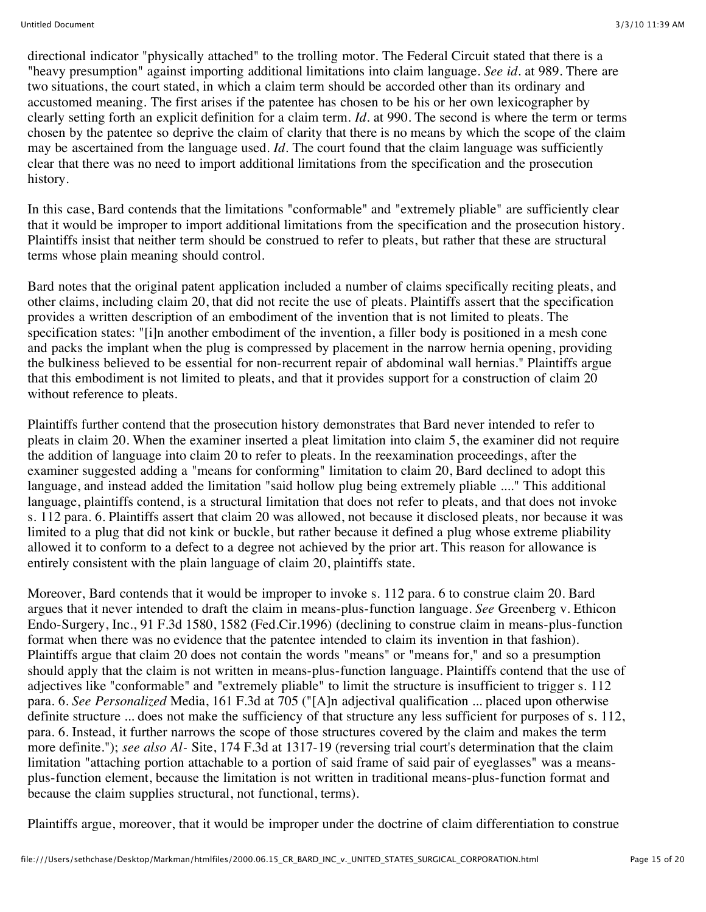directional indicator "physically attached" to the trolling motor. The Federal Circuit stated that there is a "heavy presumption" against importing additional limitations into claim language. *See id.* at 989. There are two situations, the court stated, in which a claim term should be accorded other than its ordinary and accustomed meaning. The first arises if the patentee has chosen to be his or her own lexicographer by clearly setting forth an explicit definition for a claim term. *Id.* at 990. The second is where the term or terms chosen by the patentee so deprive the claim of clarity that there is no means by which the scope of the claim may be ascertained from the language used. *Id.* The court found that the claim language was sufficiently clear that there was no need to import additional limitations from the specification and the prosecution history.

In this case, Bard contends that the limitations "conformable" and "extremely pliable" are sufficiently clear that it would be improper to import additional limitations from the specification and the prosecution history. Plaintiffs insist that neither term should be construed to refer to pleats, but rather that these are structural terms whose plain meaning should control.

Bard notes that the original patent application included a number of claims specifically reciting pleats, and other claims, including claim 20, that did not recite the use of pleats. Plaintiffs assert that the specification provides a written description of an embodiment of the invention that is not limited to pleats. The specification states: "[i]n another embodiment of the invention, a filler body is positioned in a mesh cone and packs the implant when the plug is compressed by placement in the narrow hernia opening, providing the bulkiness believed to be essential for non-recurrent repair of abdominal wall hernias." Plaintiffs argue that this embodiment is not limited to pleats, and that it provides support for a construction of claim 20 without reference to pleats.

Plaintiffs further contend that the prosecution history demonstrates that Bard never intended to refer to pleats in claim 20. When the examiner inserted a pleat limitation into claim 5, the examiner did not require the addition of language into claim 20 to refer to pleats. In the reexamination proceedings, after the examiner suggested adding a "means for conforming" limitation to claim 20, Bard declined to adopt this language, and instead added the limitation "said hollow plug being extremely pliable ...." This additional language, plaintiffs contend, is a structural limitation that does not refer to pleats, and that does not invoke s. 112 para. 6. Plaintiffs assert that claim 20 was allowed, not because it disclosed pleats, nor because it was limited to a plug that did not kink or buckle, but rather because it defined a plug whose extreme pliability allowed it to conform to a defect to a degree not achieved by the prior art. This reason for allowance is entirely consistent with the plain language of claim 20, plaintiffs state.

Moreover, Bard contends that it would be improper to invoke s. 112 para. 6 to construe claim 20. Bard argues that it never intended to draft the claim in means-plus-function language. *See* Greenberg v. Ethicon Endo-Surgery, Inc., 91 F.3d 1580, 1582 (Fed.Cir.1996) (declining to construe claim in means-plus-function format when there was no evidence that the patentee intended to claim its invention in that fashion). Plaintiffs argue that claim 20 does not contain the words "means" or "means for," and so a presumption should apply that the claim is not written in means-plus-function language. Plaintiffs contend that the use of adjectives like "conformable" and "extremely pliable" to limit the structure is insufficient to trigger s. 112 para. 6. *See Personalized* Media, 161 F.3d at 705 ("[A]n adjectival qualification ... placed upon otherwise definite structure ... does not make the sufficiency of that structure any less sufficient for purposes of s. 112, para. 6. Instead, it further narrows the scope of those structures covered by the claim and makes the term more definite."); *see also Al-* Site, 174 F.3d at 1317-19 (reversing trial court's determination that the claim limitation "attaching portion attachable to a portion of said frame of said pair of eyeglasses" was a means-plus-function element, because the limitation is not written in traditional means-plus-function format and because the claim supplies structural, not functional, terms).

Plaintiffs argue, moreover, that it would be improper under the doctrine of claim differentiation to construe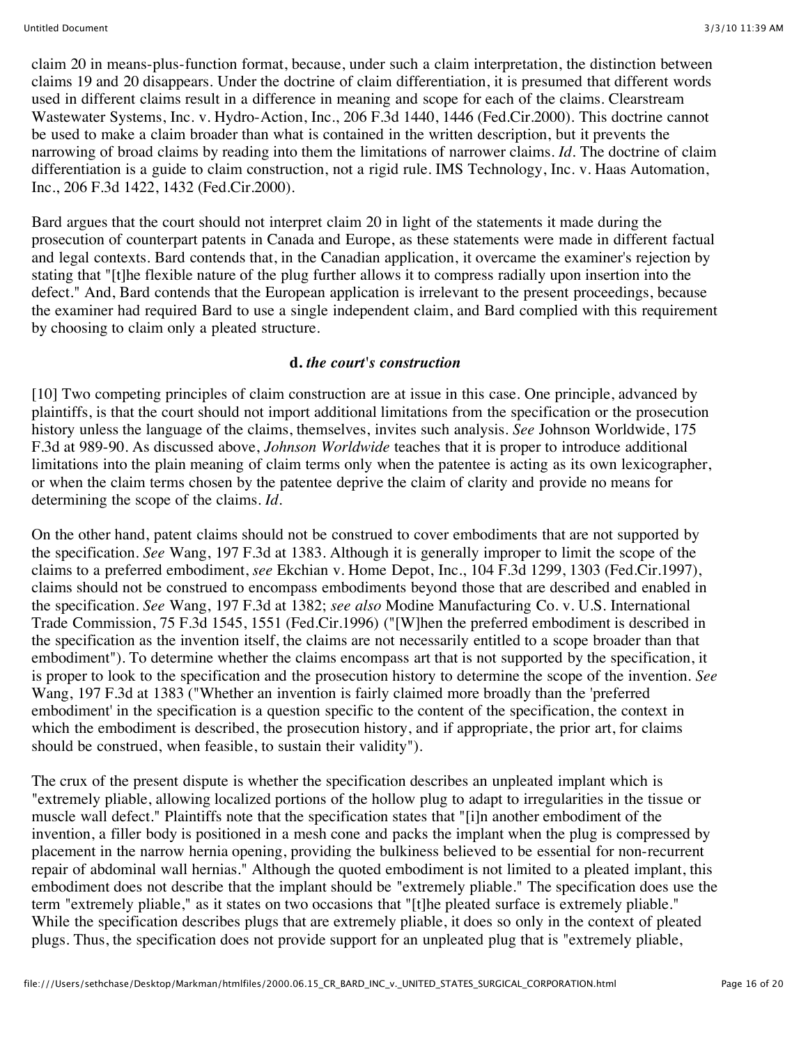claim 20 in means-plus-function format, because, under such a claim interpretation, the distinction between claims 19 and 20 disappears. Under the doctrine of claim differentiation, it is presumed that different words used in different claims result in a difference in meaning and scope for each of the claims. Clearstream Wastewater Systems, Inc. v. Hydro-Action, Inc., 206 F.3d 1440, 1446 (Fed.Cir.2000). This doctrine cannot be used to make a claim broader than what is contained in the written description, but it prevents the narrowing of broad claims by reading into them the limitations of narrower claims. *Id*. The doctrine of claim differentiation is a guide to claim construction, not a rigid rule. IMS Technology, Inc. v. Haas Automation, Inc., 206 F.3d 1422, 1432 (Fed.Cir.2000).

Bard argues that the court should not interpret claim 20 in light of the statements it made during the prosecution of counterpart patents in Canada and Europe, as these statements were made in different factual and legal contexts. Bard contends that, in the Canadian application, it overcame the examiner's rejection by stating that "[t]he flexible nature of the plug further allows it to compress radially upon insertion into the defect." And, Bard contends that the European application is irrelevant to the present proceedings, because the examiner had required Bard to use a single independent claim, and Bard complied with this requirement by choosing to claim only a pleated structure.

#### d. *the court's construction*

[10] Two competing principles of claim construction are at issue in this case. One principle, advanced by plaintiffs, is that the court should not import additional limitations from the specification or the prosecution history unless the language of the claims, themselves, invites such analysis. *See* Johnson Worldwide, 175 F.3d at 989-90. As discussed above, *Johnson Worldwide* teaches that it is proper to introduce additional limitations into the plain meaning of claim terms only when the patentee is acting as its own lexicographer, or when the claim terms chosen by the patentee deprive the claim of clarity and provide no means for determining the scope of the claims. *Id*.

On the other hand, patent claims should not be construed to cover embodiments that are not supported by the specification. *See* Wang, 197 F.3d at 1383. Although it is generally improper to limit the scope of the claims to a preferred embodiment, *see* Ekchian v. Home Depot, Inc., 104 F.3d 1299, 1303 (Fed.Cir.1997), claims should not be construed to encompass embodiments beyond those that are described and enabled in the specification. *See* Wang, 197 F.3d at 1382; *see also* Modine Manufacturing Co. v. U.S. International Trade Commission, 75 F.3d 1545, 1551 (Fed.Cir.1996) ("[W]hen the preferred embodiment is described in the specification as the invention itself, the claims are not necessarily entitled to a scope broader than that embodiment"). To determine whether the claims encompass art that is not supported by the specification, it is proper to look to the specification and the prosecution history to determine the scope of the invention. *See* Wang, 197 F.3d at 1383 ("Whether an invention is fairly claimed more broadly than the 'preferred embodiment' in the specification is a question specific to the content of the specification, the context in which the embodiment is described, the prosecution history, and if appropriate, the prior art, for claims should be construed, when feasible, to sustain their validity").

The crux of the present dispute is whether the specification describes an unpleated implant which is "extremely pliable, allowing localized portions of the hollow plug to adapt to irregularities in the tissue or muscle wall defect." Plaintiffs note that the specification states that "[i]n another embodiment of the invention, a filler body is positioned in a mesh cone and packs the implant when the plug is compressed by placement in the narrow hernia opening, providing the bulkiness believed to be essential for non-recurrent repair of abdominal wall hernias." Although the quoted embodiment is not limited to a pleated implant, this embodiment does not describe that the implant should be "extremely pliable." The specification does use the term "extremely pliable," as it states on two occasions that "[t]he pleated surface is extremely pliable." While the specification describes plugs that are extremely pliable, it does so only in the context of pleated plugs. Thus, the specification does not provide support for an unpleated plug that is "extremely pliable,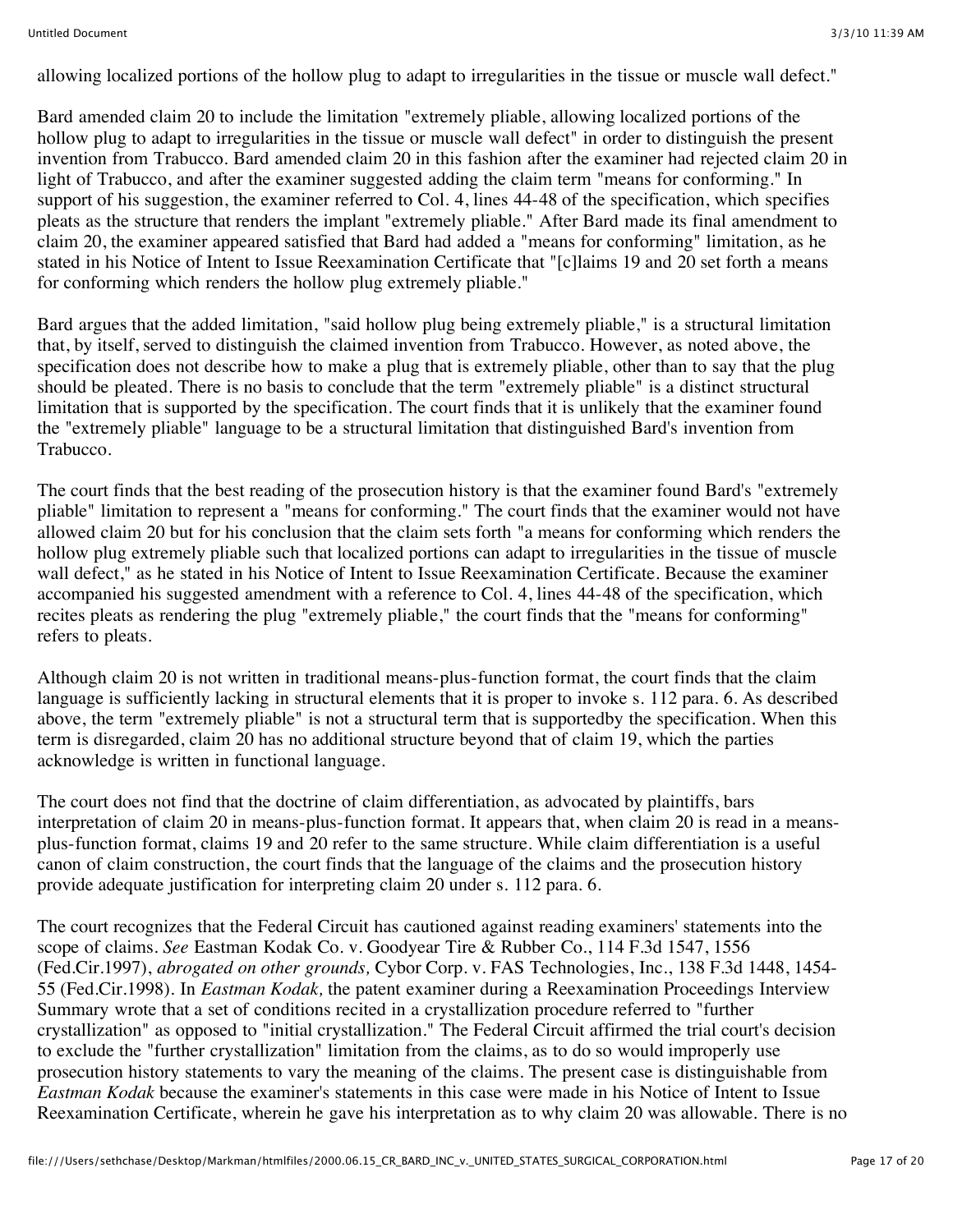allowing localized portions of the hollow plug to adapt to irregularities in the tissue or muscle wall defect."

Bard amended claim 20 to include the limitation "extremely pliable, allowing localized portions of the hollow plug to adapt to irregularities in the tissue or muscle wall defect" in order to distinguish the present invention from Trabucco. Bard amended claim 20 in this fashion after the examiner had rejected claim 20 in light of Trabucco, and after the examiner suggested adding the claim term "means for conforming." In support of his suggestion, the examiner referred to Col. 4, lines 44-48 of the specification, which specifies pleats as the structure that renders the implant "extremely pliable." After Bard made its final amendment to claim 20, the examiner appeared satisfied that Bard had added a "means for conforming" limitation, as he stated in his Notice of Intent to Issue Reexamination Certificate that "[c]laims 19 and 20 set forth a means for conforming which renders the hollow plug extremely pliable."

Bard argues that the added limitation, "said hollow plug being extremely pliable," is a structural limitation that, by itself, served to distinguish the claimed invention from Trabucco. However, as noted above, the specification does not describe how to make a plug that is extremely pliable, other than to say that the plug should be pleated. There is no basis to conclude that the term "extremely pliable" is a distinct structural limitation that is supported by the specification. The court finds that it is unlikely that the examiner found the "extremely pliable" language to be a structural limitation that distinguished Bard's invention from Trabucco.

The court finds that the best reading of the prosecution history is that the examiner found Bard's "extremely pliable" limitation to represent a "means for conforming." The court finds that the examiner would not have allowed claim 20 but for his conclusion that the claim sets forth "a means for conforming which renders the hollow plug extremely pliable such that localized portions can adapt to irregularities in the tissue of muscle wall defect," as he stated in his Notice of Intent to Issue Reexamination Certificate. Because the examiner accompanied his suggested amendment with a reference to Col. 4, lines 44-48 of the specification, which recites pleats as rendering the plug "extremely pliable," the court finds that the "means for conforming" refers to pleats.

Although claim 20 is not written in traditional means-plus-function format, the court finds that the claim language is sufficiently lacking in structural elements that it is proper to invoke s. 112 para. 6. As described above, the term "extremely pliable" is not a structural term that is supportedby the specification. When this term is disregarded, claim 20 has no additional structure beyond that of claim 19, which the parties acknowledge is written in functional language.

The court does not find that the doctrine of claim differentiation, as advocated by plaintiffs, bars interpretation of claim 20 in means-plus-function format. It appears that, when claim 20 is read in a means-plus-function format, claims 19 and 20 refer to the same structure. While claim differentiation is a useful canon of claim construction, the court finds that the language of the claims and the prosecution history provide adequate justification for interpreting claim 20 under s. 112 para. 6.

The court recognizes that the Federal Circuit has cautioned against reading examiners' statements into the scope of claims. *See* Eastman Kodak Co. v. Goodyear Tire & Rubber Co., 114 F.3d 1547, 1556 (Fed.Cir.1997), *abrogated on other grounds,* Cybor Corp. v. FAS Technologies, Inc., 138 F.3d 1448, 1454-55 (Fed.Cir.1998). In *Eastman Kodak,* the patent examiner during a Reexamination Proceedings Interview Summary wrote that a set of conditions recited in a crystallization procedure referred to "further crystallization" as opposed to "initial crystallization." The Federal Circuit affirmed the trial court's decision to exclude the "further crystallization" limitation from the claims, as to do so would improperly use prosecution history statements to vary the meaning of the claims. The present case is distinguishable from *Eastman Kodak* because the examiner's statements in this case were made in his Notice of Intent to Issue Reexamination Certificate, wherein he gave his interpretation as to why claim 20 was allowable. There is no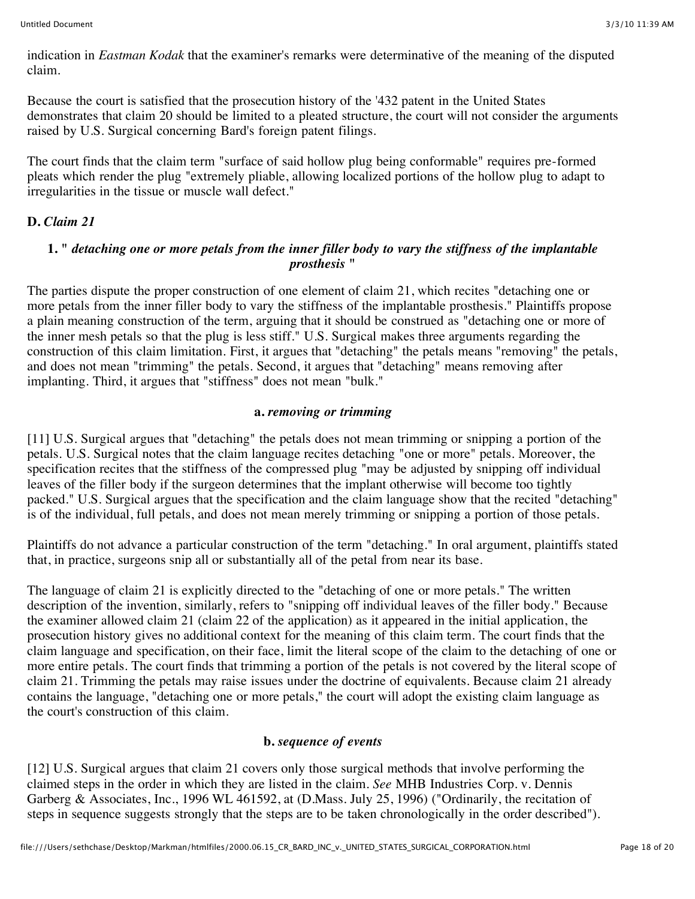indication in *Eastman Kodak* that the examiner's remarks were determinative of the meaning of the disputed claim.

Because the court is satisfied that the prosecution history of the '432 patent in the United States demonstrates that claim 20 should be limited to a pleated structure, the court will not consider the arguments raised by U.S. Surgical concerning Bard's foreign patent filings.

The court finds that the claim term "surface of said hollow plug being conformable" requires pre-formed pleats which render the plug "extremely pliable, allowing localized portions of the hollow plug to adapt to irregularities in the tissue or muscle wall defect."

### D. *Claim 21*

#### 1. " *detaching one or more petals from the inner filler body to vary the stiffness of the implantable prosthesis* "

The parties dispute the proper construction of one element of claim 21, which recites "detaching one or more petals from the inner filler body to vary the stiffness of the implantable prosthesis." Plaintiffs propose a plain meaning construction of the term, arguing that it should be construed as "detaching one or more of the inner mesh petals so that the plug is less stiff." U.S. Surgical makes three arguments regarding the construction of this claim limitation. First, it argues that "detaching" the petals means "removing" the petals, and does not mean "trimming" the petals. Second, it argues that "detaching" means removing after implanting. Third, it argues that "stiffness" does not mean "bulk."

##### a. *removing or trimming*

[11] U.S. Surgical argues that "detaching" the petals does not mean trimming or snipping a portion of the petals. U.S. Surgical notes that the claim language recites detaching "one or more" petals. Moreover, the specification recites that the stiffness of the compressed plug "may be adjusted by snipping off individual leaves of the filler body if the surgeon determines that the implant otherwise will become too tightly packed." U.S. Surgical argues that the specification and the claim language show that the recited "detaching" is of the individual, full petals, and does not mean merely trimming or snipping a portion of those petals.

Plaintiffs do not advance a particular construction of the term "detaching." In oral argument, plaintiffs stated that, in practice, surgeons snip all or substantially all of the petal from near its base.

The language of claim 21 is explicitly directed to the "detaching of one or more petals." The written description of the invention, similarly, refers to "snipping off individual leaves of the filler body." Because the examiner allowed claim 21 (claim 22 of the application) as it appeared in the initial application, the prosecution history gives no additional context for the meaning of this claim term. The court finds that the claim language and specification, on their face, limit the literal scope of the claim to the detaching of one or more entire petals. The court finds that trimming a portion of the petals is not covered by the literal scope of claim 21. Trimming the petals may raise issues under the doctrine of equivalents. Because claim 21 already contains the language, "detaching one or more petals," the court will adopt the existing claim language as the court's construction of this claim.

##### b. *sequence of events*

[12] U.S. Surgical argues that claim 21 covers only those surgical methods that involve performing the claimed steps in the order in which they are listed in the claim. *See* MHB Industries Corp. v. Dennis Garberg & Associates, Inc., 1996 WL 461592, at (D.Mass. July 25, 1996) ("Ordinarily, the recitation of steps in sequence suggests strongly that the steps are to be taken chronologically in the order described").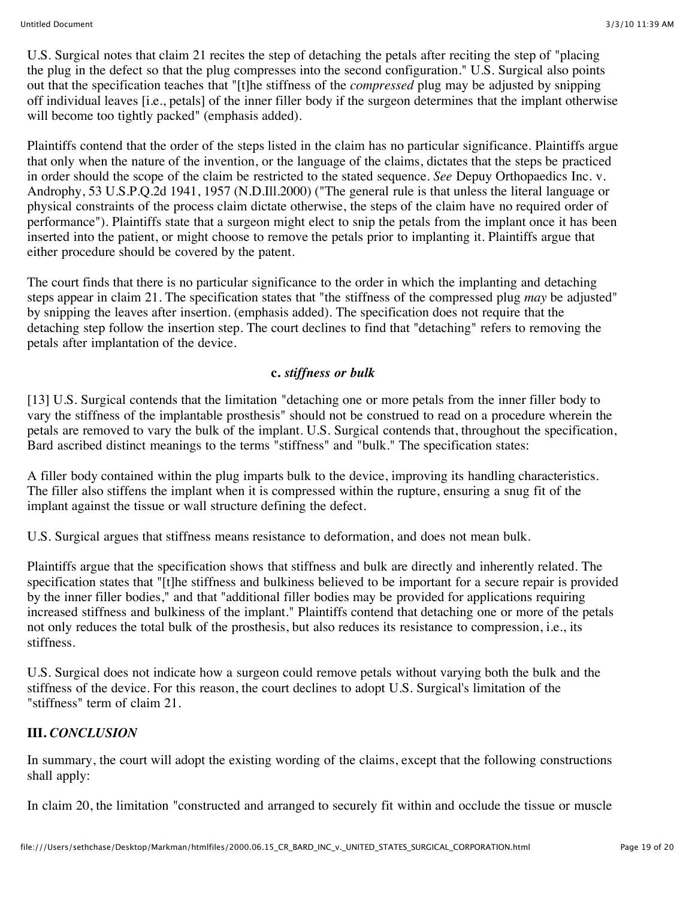U.S. Surgical notes that claim 21 recites the step of detaching the petals after reciting the step of "placing the plug in the defect so that the plug compresses into the second configuration." U.S. Surgical also points out that the specification teaches that "[t]he stiffness of the *compressed* plug may be adjusted by snipping off individual leaves [i.e., petals] of the inner filler body if the surgeon determines that the implant otherwise will become too tightly packed" (emphasis added).

Plaintiffs contend that the order of the steps listed in the claim has no particular significance. Plaintiffs argue that only when the nature of the invention, or the language of the claims, dictates that the steps be practiced in order should the scope of the claim be restricted to the stated sequence. *See* Depuy Orthopaedics Inc. v. Androphy, 53 U.S.P.Q.2d 1941, 1957 (N.D.Ill.2000) ("The general rule is that unless the literal language or physical constraints of the process claim dictate otherwise, the steps of the claim have no required order of performance"). Plaintiffs state that a surgeon might elect to snip the petals from the implant once it has been inserted into the patient, or might choose to remove the petals prior to implanting it. Plaintiffs argue that either procedure should be covered by the patent.

The court finds that there is no particular significance to the order in which the implanting and detaching steps appear in claim 21. The specification states that "the stiffness of the compressed plug *may* be adjusted" by snipping the leaves after insertion. (emphasis added). The specification does not require that the detaching step follow the insertion step. The court declines to find that "detaching" refers to removing the petals after implantation of the device.

### c. *stiffness or bulk*

[13] U.S. Surgical contends that the limitation "detaching one or more petals from the inner filler body to vary the stiffness of the implantable prosthesis" should not be construed to read on a procedure wherein the petals are removed to vary the bulk of the implant. U.S. Surgical contends that, throughout the specification, Bard ascribed distinct meanings to the terms "stiffness" and "bulk." The specification states:

A filler body contained within the plug imparts bulk to the device, improving its handling characteristics. The filler also stiffens the implant when it is compressed within the rupture, ensuring a snug fit of the implant against the tissue or wall structure defining the defect.

U.S. Surgical argues that stiffness means resistance to deformation, and does not mean bulk.

Plaintiffs argue that the specification shows that stiffness and bulk are directly and inherently related. The specification states that "[t]he stiffness and bulkiness believed to be important for a secure repair is provided by the inner filler bodies," and that "additional filler bodies may be provided for applications requiring increased stiffness and bulkiness of the implant." Plaintiffs contend that detaching one or more of the petals not only reduces the total bulk of the prosthesis, but also reduces its resistance to compression, i.e., its stiffness.

U.S. Surgical does not indicate how a surgeon could remove petals without varying both the bulk and the stiffness of the device. For this reason, the court declines to adopt U.S. Surgical's limitation of the "stiffness" term of claim 21.

## III. *CONCLUSION*

In summary, the court will adopt the existing wording of the claims, except that the following constructions shall apply:

In claim 20, the limitation "constructed and arranged to securely fit within and occlude the tissue or muscle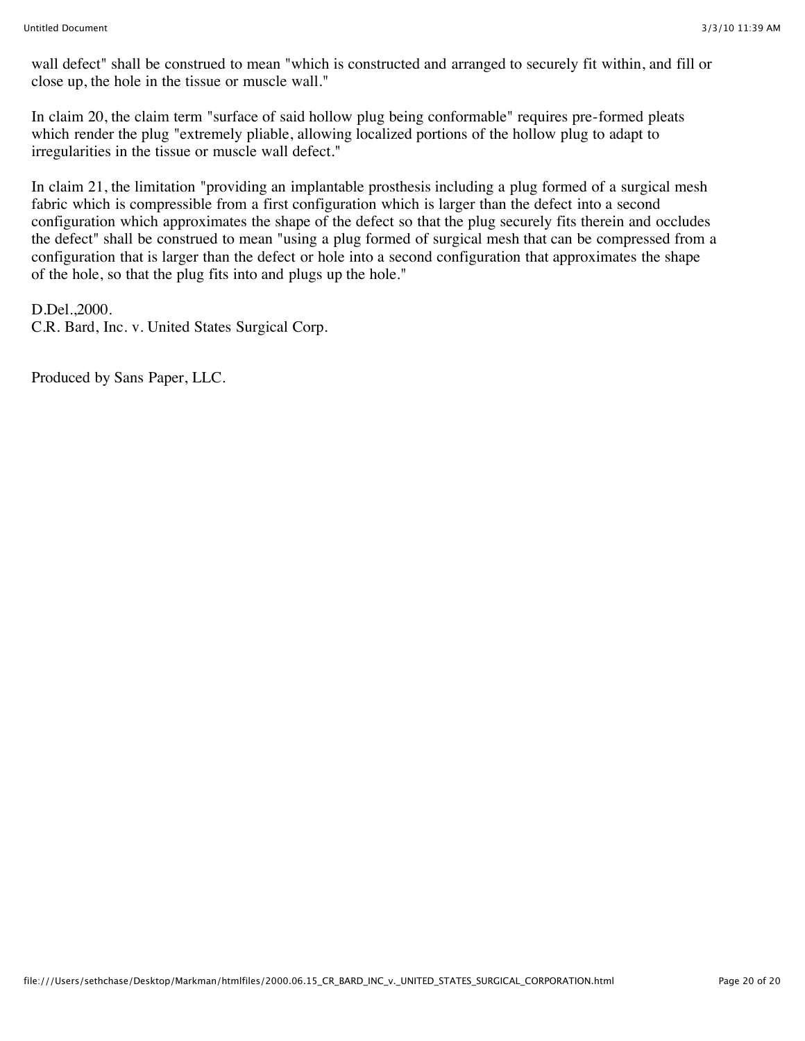wall defect" shall be construed to mean "which is constructed and arranged to securely fit within, and fill or close up, the hole in the tissue or muscle wall."

In claim 20, the claim term "surface of said hollow plug being conformable" requires pre-formed pleats which render the plug "extremely pliable, allowing localized portions of the hollow plug to adapt to irregularities in the tissue or muscle wall defect."

In claim 21, the limitation "providing an implantable prosthesis including a plug formed of a surgical mesh fabric which is compressible from a first configuration which is larger than the defect into a second configuration which approximates the shape of the defect so that the plug securely fits therein and occludes the defect" shall be construed to mean "using a plug formed of surgical mesh that can be compressed from a configuration that is larger than the defect or hole into a second configuration that approximates the shape of the hole, so that the plug fits into and plugs up the hole."

D.Del.,2000.
C.R. Bard, Inc. v. United States Surgical Corp.

Produced by Sans Paper, LLC.